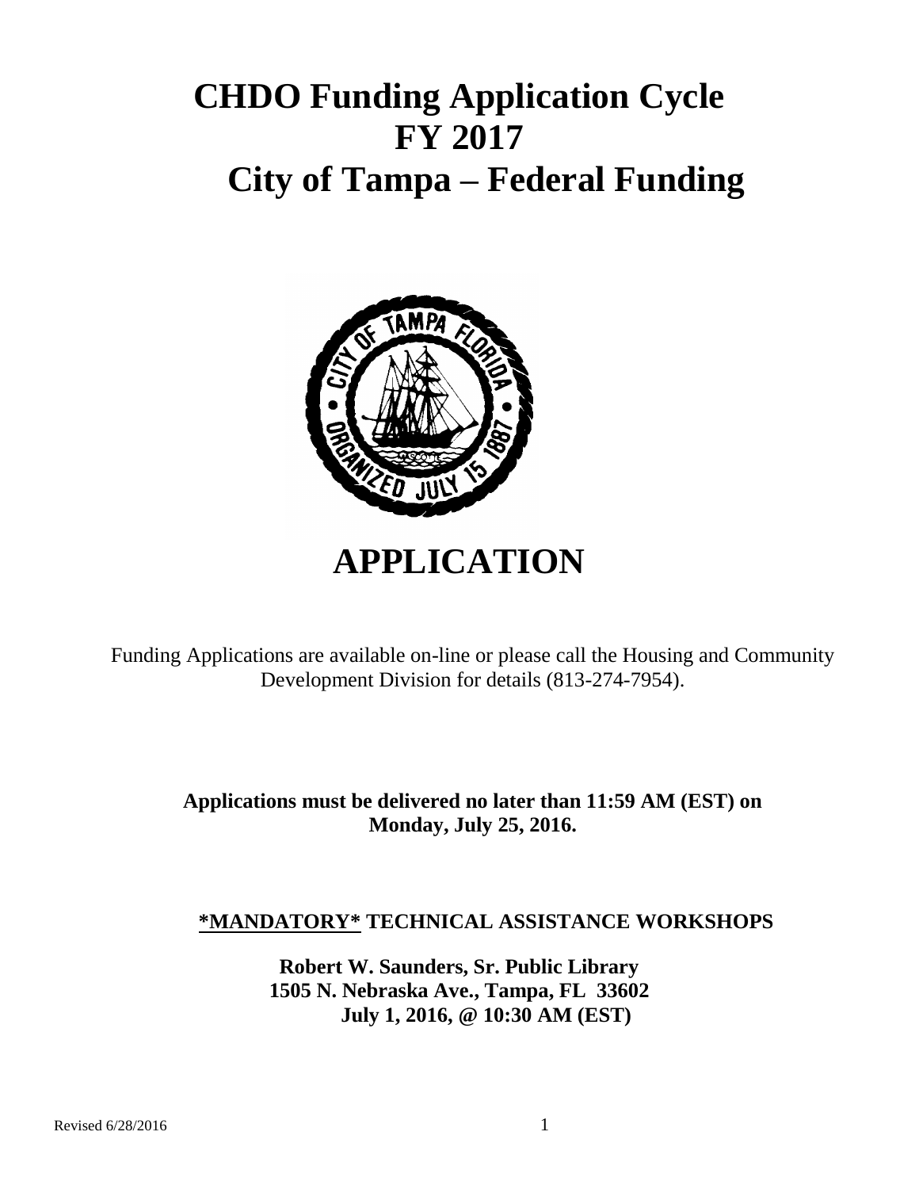# CHDO Funding Application Cycle
# FY 2017
# City of Tampa – Federal Funding

# APPLICATION

Funding Applications are available on-line or please call the Housing and Community Development Division for details (813-274-7954).

**Applications must be delivered no later than 11:59 AM (EST) on Monday, July 25, 2016.**

**<u>\*MANDATORY\*</u> TECHNICAL ASSISTANCE WORKSHOPS**

**Robert W. Saunders, Sr. Public Library**
**1505 N. Nebraska Ave., Tampa, FL 33602**
**July 1, 2016, @ 10:30 AM (EST)**

Revised 6/28/2016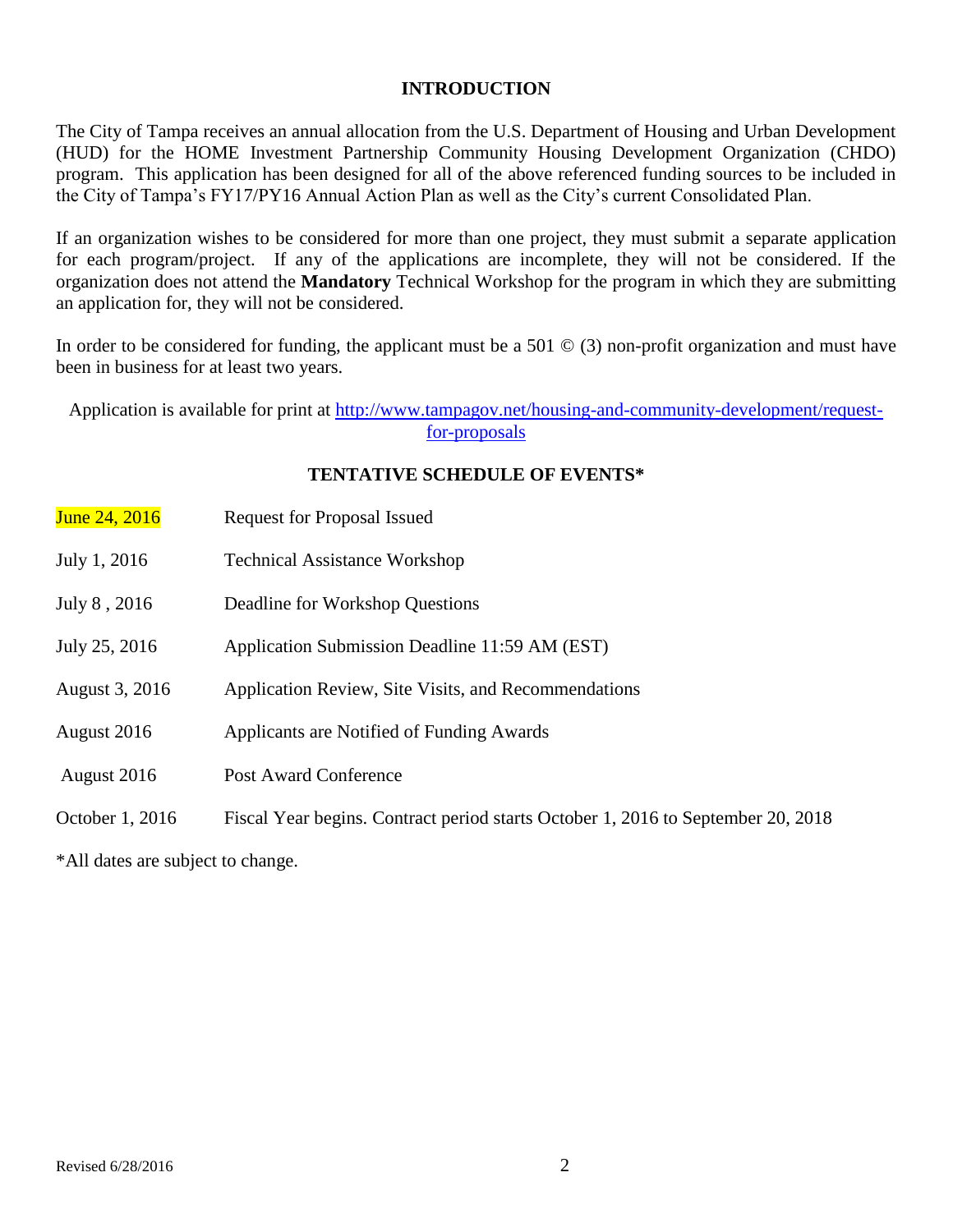## INTRODUCTION

The City of Tampa receives an annual allocation from the U.S. Department of Housing and Urban Development (HUD) for the HOME Investment Partnership Community Housing Development Organization (CHDO) program. This application has been designed for all of the above referenced funding sources to be included in the City of Tampa's FY17/PY16 Annual Action Plan as well as the City's current Consolidated Plan.

If an organization wishes to be considered for more than one project, they must submit a separate application for each program/project. If any of the applications are incomplete, they will not be considered. If the organization does not attend the **Mandatory** Technical Workshop for the program in which they are submitting an application for, they will not be considered.

In order to be considered for funding, the applicant must be a 501 © (3) non-profit organization and must have been in business for at least two years.

Application is available for print at [http://www.tampagov.net/housing-and-community-development/request-for-proposals](http://www.tampagov.net/housing-and-community-development/request-for-proposals)

## TENTATIVE SCHEDULE OF EVENTS*

| | |
|---|---|
| June 24, 2016 | Request for Proposal Issued |
| July 1, 2016 | Technical Assistance Workshop |
| July 8 , 2016 | Deadline for Workshop Questions |
| July 25, 2016 | Application Submission Deadline 11:59 AM (EST) |
| August 3, 2016 | Application Review, Site Visits, and Recommendations |
| August 2016 | Applicants are Notified of Funding Awards |
| August 2016 | Post Award Conference |
| October 1, 2016 | Fiscal Year begins. Contract period starts October 1, 2016 to September 20, 2018 |

*All dates are subject to change.

Revised 6/28/2016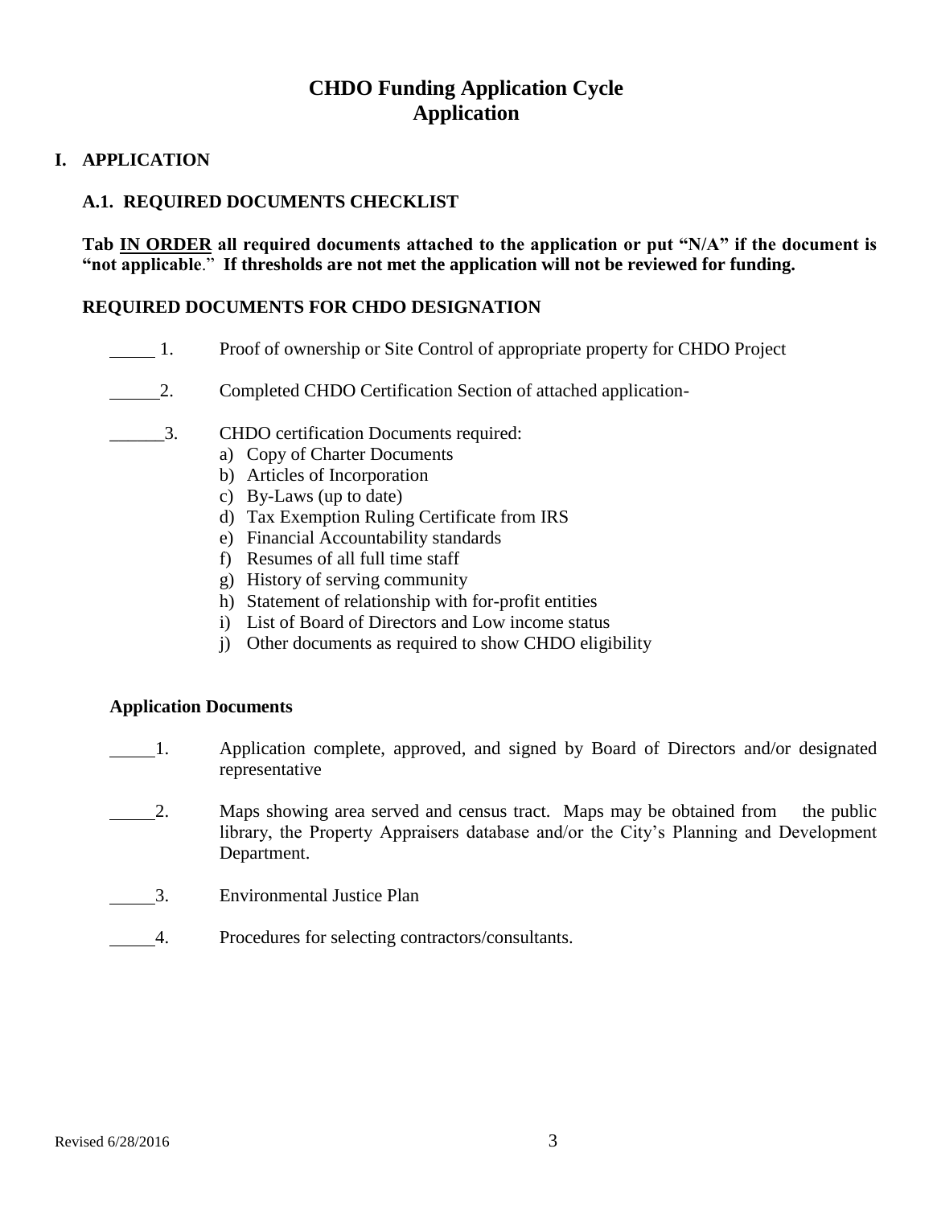# CHDO Funding Application Cycle
# Application

## I. APPLICATION

### A.1. REQUIRED DOCUMENTS CHECKLIST

**Tab <u>IN ORDER</u> all required documents attached to the application or put "N/A" if the document is "not applicable." If thresholds are not met the application will not be reviewed for funding.**

### REQUIRED DOCUMENTS FOR CHDO DESIGNATION

_____ 1. Proof of ownership or Site Control of appropriate property for CHDO Project

_____ 2. Completed CHDO Certification Section of attached application-

_____ 3. CHDO certification Documents required:

a) Copy of Charter Documents
b) Articles of Incorporation
c) By-Laws (up to date)
d) Tax Exemption Ruling Certificate from IRS
e) Financial Accountability standards
f) Resumes of all full time staff
g) History of serving community
h) Statement of relationship with for-profit entities
i) List of Board of Directors and Low income status
j) Other documents as required to show CHDO eligibility

### Application Documents

_____ 1. Application complete, approved, and signed by Board of Directors and/or designated representative

_____ 2. Maps showing area served and census tract. Maps may be obtained from the public library, the Property Appraisers database and/or the City's Planning and Development Department.

_____ 3. Environmental Justice Plan

_____ 4. Procedures for selecting contractors/consultants.

Revised 6/28/2016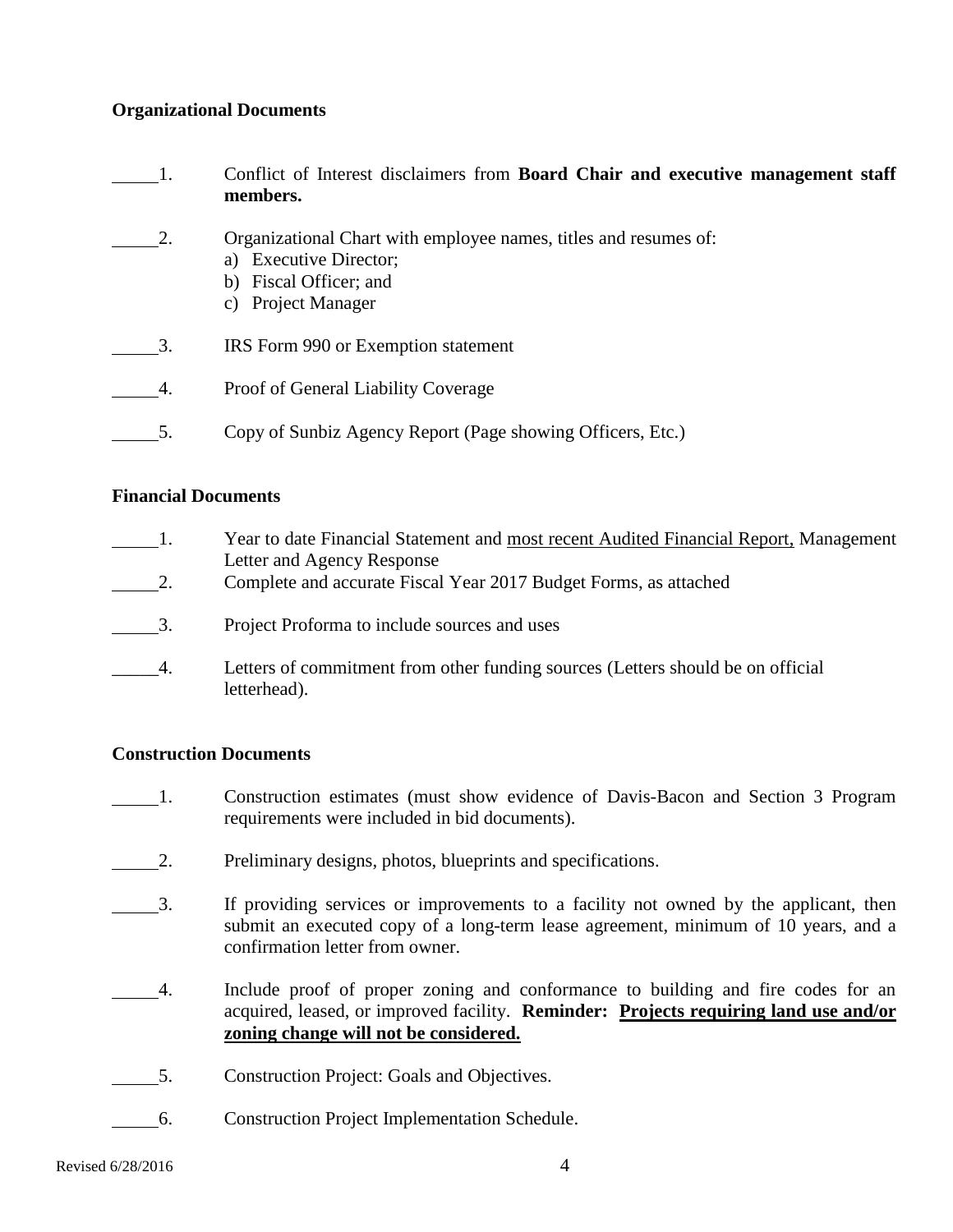**Organizational Documents**

\_\_\_\_\_1. Conflict of Interest disclaimers from **Board Chair and executive management staff members.**

\_\_\_\_\_2. Organizational Chart with employee names, titles and resumes of:

a) Executive Director;
b) Fiscal Officer; and
c) Project Manager

\_\_\_\_\_3. IRS Form 990 or Exemption statement

\_\_\_\_\_4. Proof of General Liability Coverage

\_\_\_\_\_5. Copy of Sunbiz Agency Report (Page showing Officers, Etc.)

**Financial Documents**

\_\_\_\_\_1. Year to date Financial Statement and <u>most recent Audited Financial Report,</u> Management Letter and Agency Response

\_\_\_\_\_2. Complete and accurate Fiscal Year 2017 Budget Forms, as attached

\_\_\_\_\_3. Project Proforma to include sources and uses

\_\_\_\_\_4. Letters of commitment from other funding sources (Letters should be on official letterhead).

**Construction Documents**

\_\_\_\_\_1. Construction estimates (must show evidence of Davis-Bacon and Section 3 Program requirements were included in bid documents).

\_\_\_\_\_2. Preliminary designs, photos, blueprints and specifications.

\_\_\_\_\_3. If providing services or improvements to a facility not owned by the applicant, then submit an executed copy of a long-term lease agreement, minimum of 10 years, and a confirmation letter from owner.

\_\_\_\_\_4. Include proof of proper zoning and conformance to building and fire codes for an acquired, leased, or improved facility. **Reminder: <u>Projects requiring land use and/or zoning change will not be considered.</u>**

\_\_\_\_\_5. Construction Project: Goals and Objectives.

\_\_\_\_\_6. Construction Project Implementation Schedule.

Revised 6/28/2016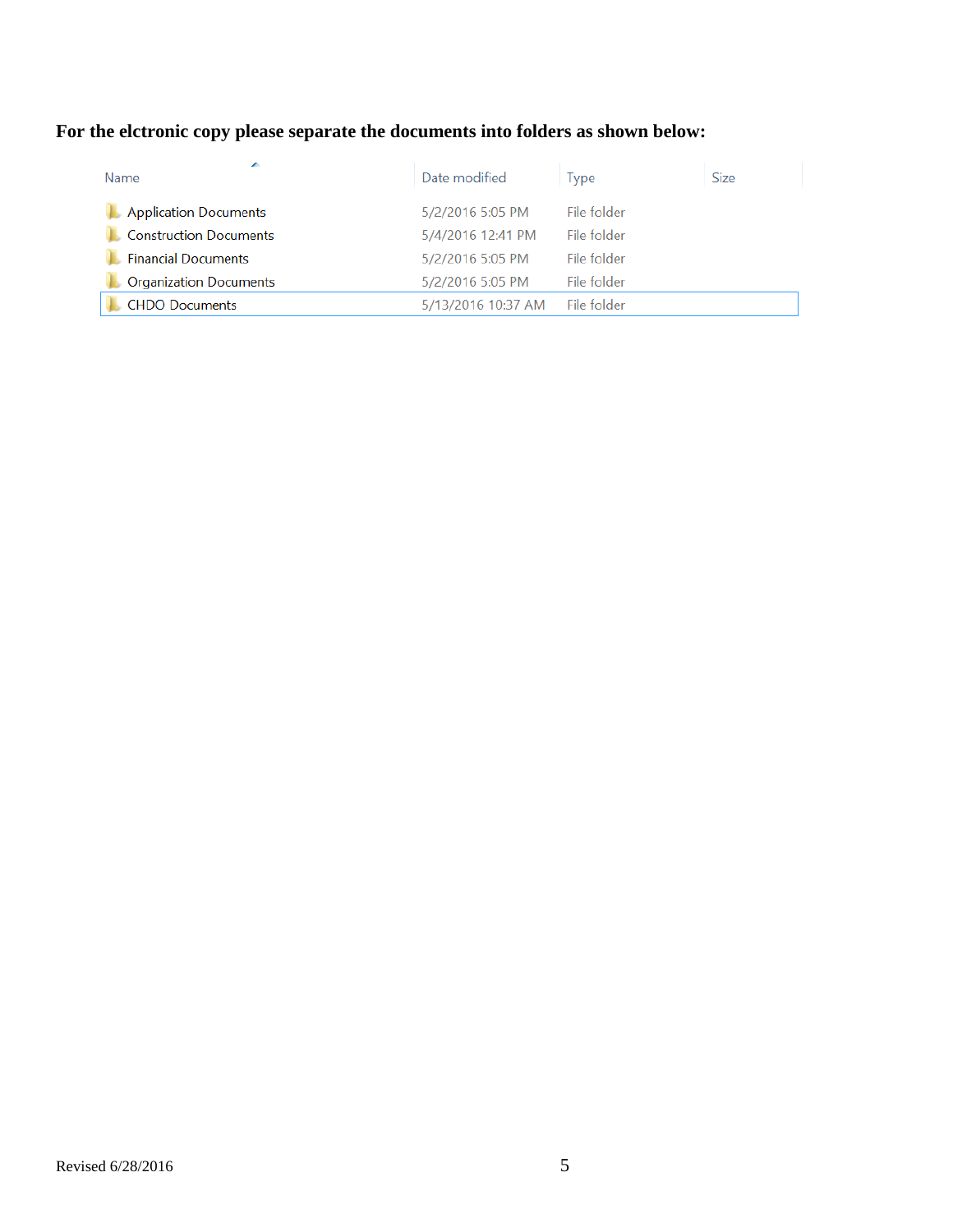**For the elctronic copy please separate the documents into folders as shown below:**

| Name | Date modified | Type | Size |
|---|---|---|---|
| Application Documents | 5/2/2016 5:05 PM | File folder | |
| Construction Documents | 5/4/2016 12:41 PM | File folder | |
| Financial Documents | 5/2/2016 5:05 PM | File folder | |
| Organization Documents | 5/2/2016 5:05 PM | File folder | |
| CHDO Documents | 5/13/2016 10:37 AM | File folder | |

Revised 6/28/2016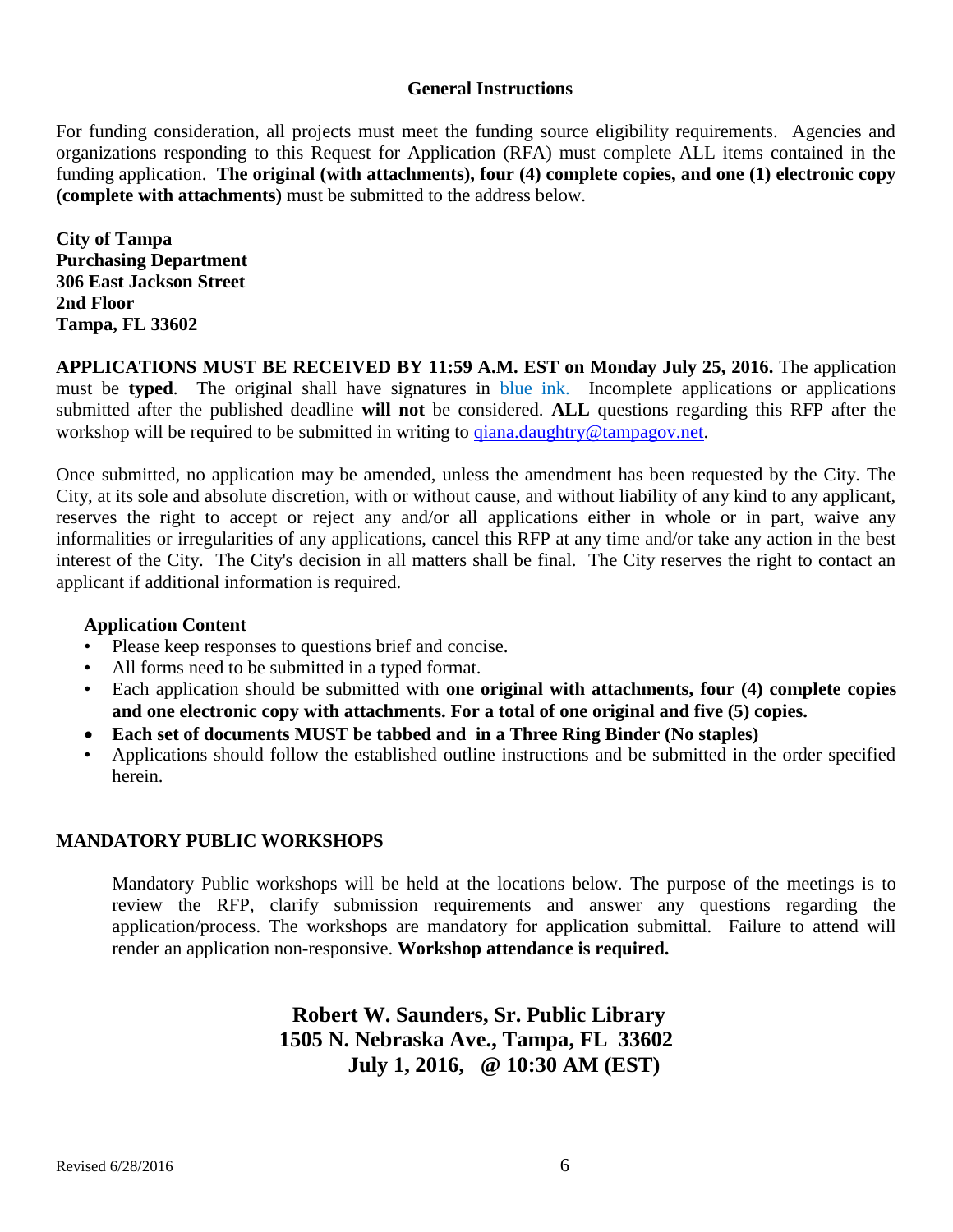## General Instructions

For funding consideration, all projects must meet the funding source eligibility requirements. Agencies and organizations responding to this Request for Application (RFA) must complete ALL items contained in the funding application. **The original (with attachments), four (4) complete copies, and one (1) electronic copy (complete with attachments)** must be submitted to the address below.

**City of Tampa**
**Purchasing Department**
**306 East Jackson Street**
**2nd Floor**
**Tampa, FL 33602**

**APPLICATIONS MUST BE RECEIVED BY 11:59 A.M. EST on Monday July 25, 2016.** The application must be **typed**. The original shall have signatures in blue ink. Incomplete applications or applications submitted after the published deadline **will not** be considered. **ALL** questions regarding this RFP after the workshop will be required to be submitted in writing to qiana.daughtry@tampagov.net.

Once submitted, no application may be amended, unless the amendment has been requested by the City. The City, at its sole and absolute discretion, with or without cause, and without liability of any kind to any applicant, reserves the right to accept or reject any and/or all applications either in whole or in part, waive any informalities or irregularities of any applications, cancel this RFP at any time and/or take any action in the best interest of the City. The City's decision in all matters shall be final. The City reserves the right to contact an applicant if additional information is required.

### Application Content

- Please keep responses to questions brief and concise.
- All forms need to be submitted in a typed format.
- Each application should be submitted with **one original with attachments, four (4) complete copies and one electronic copy with attachments. For a total of one original and five (5) copies.**
- **Each set of documents MUST be tabbed and in a Three Ring Binder (No staples)**
- Applications should follow the established outline instructions and be submitted in the order specified herein.

## MANDATORY PUBLIC WORKSHOPS

Mandatory Public workshops will be held at the locations below. The purpose of the meetings is to review the RFP, clarify submission requirements and answer any questions regarding the application/process. The workshops are mandatory for application submittal. Failure to attend will render an application non-responsive. **Workshop attendance is required.**

**Robert W. Saunders, Sr. Public Library**
**1505 N. Nebraska Ave., Tampa, FL 33602**
**July 1, 2016, @ 10:30 AM (EST)**

Revised 6/28/2016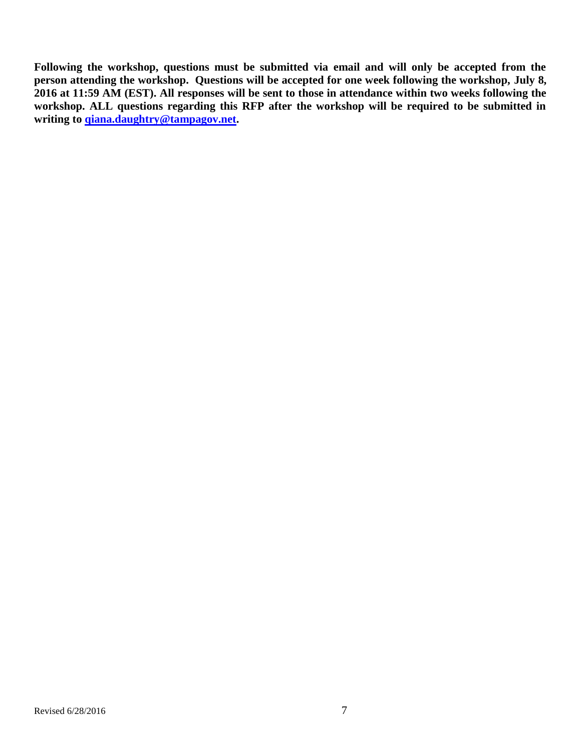**Following the workshop, questions must be submitted via email and will only be accepted from the person attending the workshop. Questions will be accepted for one week following the workshop, July 8, 2016 at 11:59 AM (EST). All responses will be sent to those in attendance within two weeks following the workshop. ALL questions regarding this RFP after the workshop will be required to be submitted in writing to qiana.daughtry@tampagov.net.**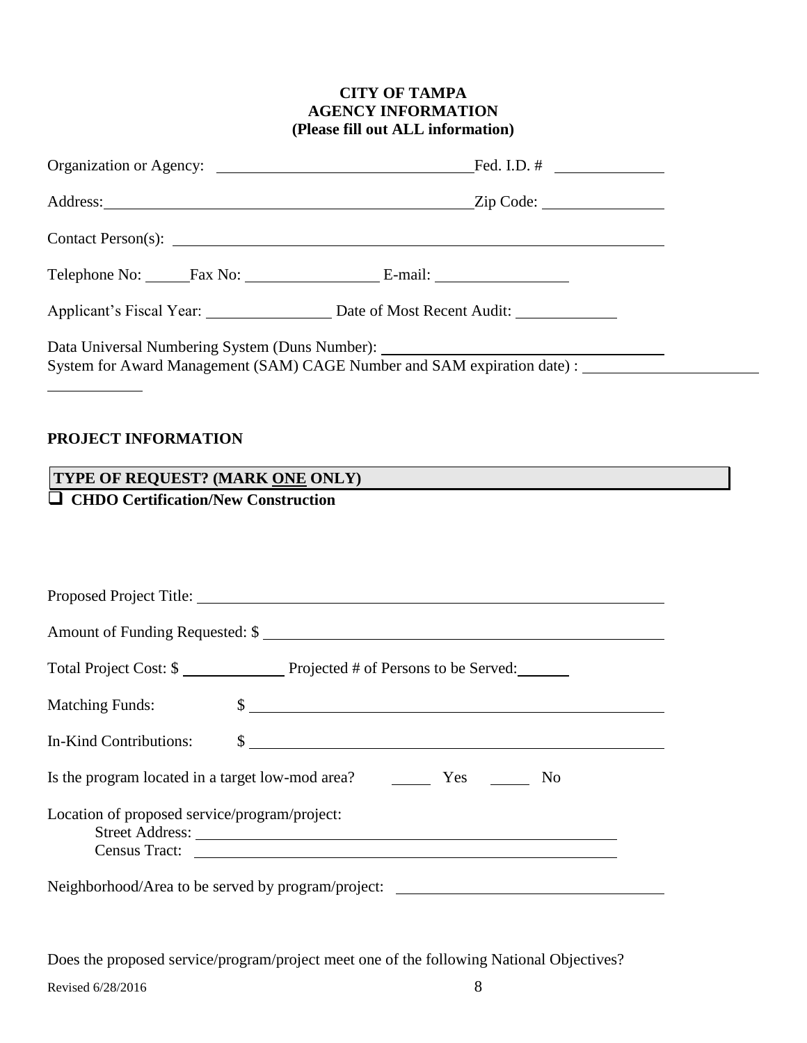**CITY OF TAMPA**
**AGENCY INFORMATION**
**(Please fill out ALL information)**

Organization or Agency: ________________________________ Fed. I.D. # ______________

Address: ________________________________________________ Zip Code: ________________

Contact Person(s): ______________________________________________________________

Telephone No: ______ Fax No: __________________ E-mail: __________________

Applicant's Fiscal Year: ________________ Date of Most Recent Audit: _____________

Data Universal Numbering System (Duns Number): ___________________________________
System for Award Management (SAM) CAGE Number and SAM expiration date) : ______________________
____________

## PROJECT INFORMATION

**TYPE OF REQUEST? (MARK ONE ONLY)**

- ☐ **CHDO Certification/New Construction**

Proposed Project Title: ________________________________________________________

Amount of Funding Requested: $ __________________________________________________

Total Project Cost: $ ______________ Projected # of Persons to be Served: _______

Matching Funds: $ _______________________________________________________

In-Kind Contributions: $ _______________________________________________________

Is the program located in a target low-mod area? _____ Yes _____ No

Location of proposed service/program/project:
Street Address: _______________________________________________________
Census Tract: _______________________________________________________

Neighborhood/Area to be served by program/project: __________________________________

Does the proposed service/program/project meet one of the following National Objectives?

Revised 6/28/2016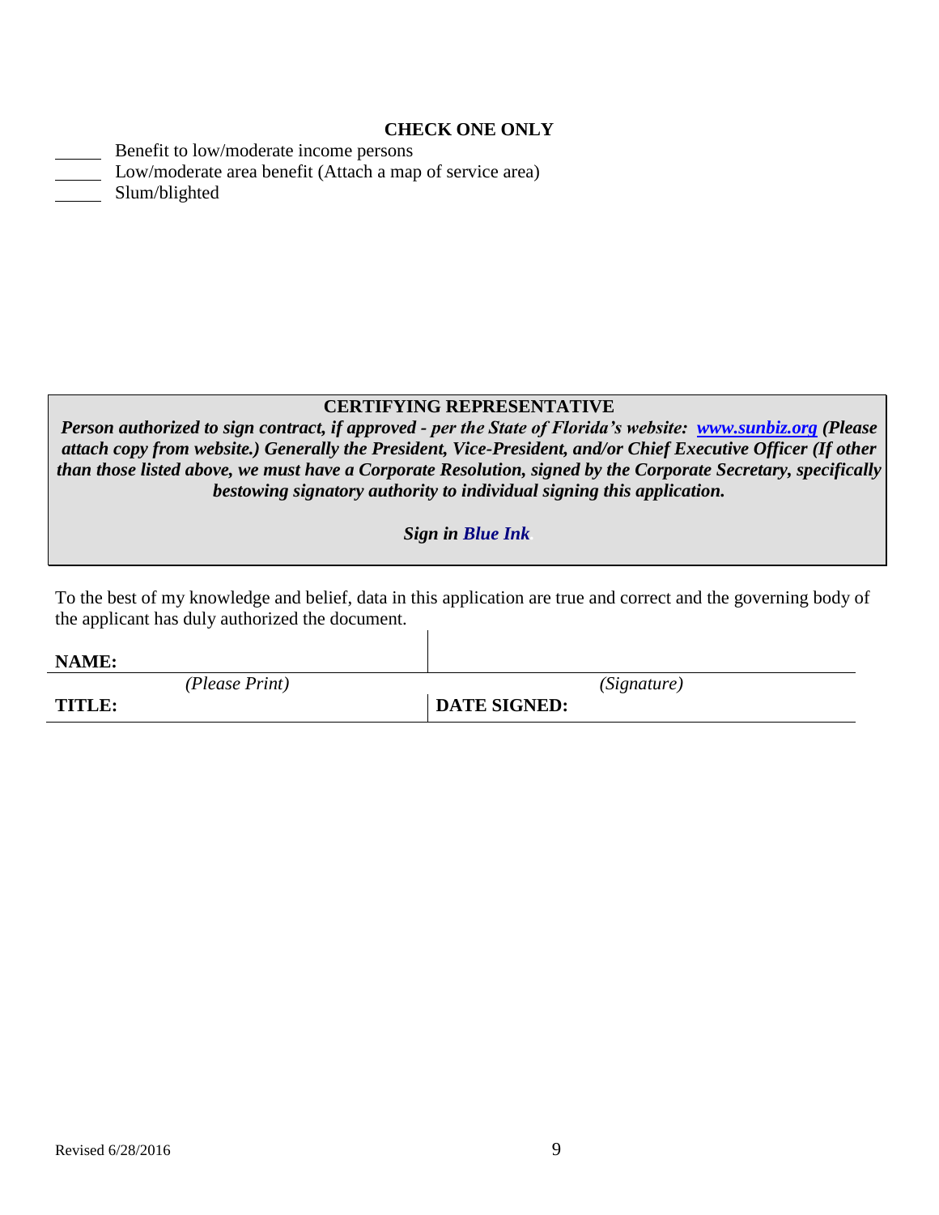**CHECK ONE ONLY**

_____ Benefit to low/moderate income persons
_____ Low/moderate area benefit (Attach a map of service area)
_____ Slum/blighted

**CERTIFYING REPRESENTATIVE**

***Person authorized to sign contract, if approved - per the State of Florida's website: [www.sunbiz.org](http://www.sunbiz.org) (Please attach copy from website.) Generally the President, Vice-President, and/or Chief Executive Officer (If other than those listed above, we must have a Corporate Resolution, signed by the Corporate Secretary, specifically bestowing signatory authority to individual signing this application.***

***Sign in Blue Ink***

To the best of my knowledge and belief, data in this application are true and correct and the governing body of the applicant has duly authorized the document.

| | |
|---|---|
| **NAME:** | |
| *(Please Print)* | *(Signature)* |
| **TITLE:** | **DATE SIGNED:** |

Revised 6/28/2016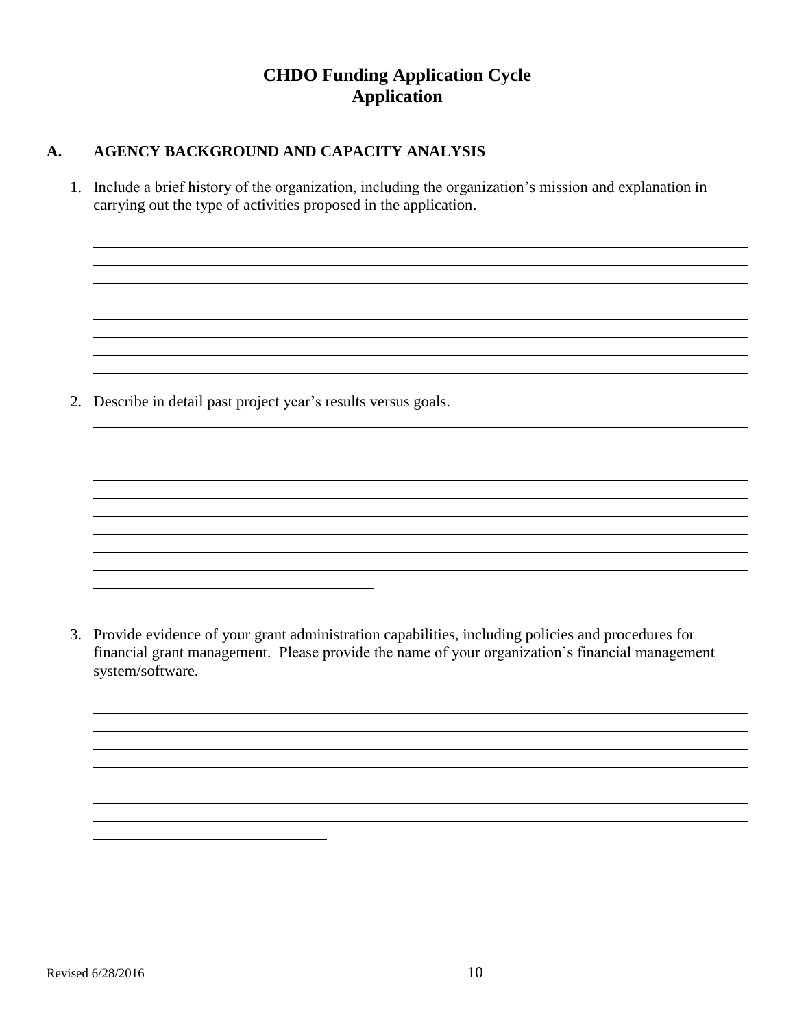# CHDO Funding Application Cycle
# Application

## A. AGENCY BACKGROUND AND CAPACITY ANALYSIS

1. Include a brief history of the organization, including the organization's mission and explanation in carrying out the type of activities proposed in the application.

2. Describe in detail past project year's results versus goals.

3. Provide evidence of your grant administration capabilities, including policies and procedures for financial grant management. Please provide the name of your organization's financial management system/software.

Revised 6/28/2016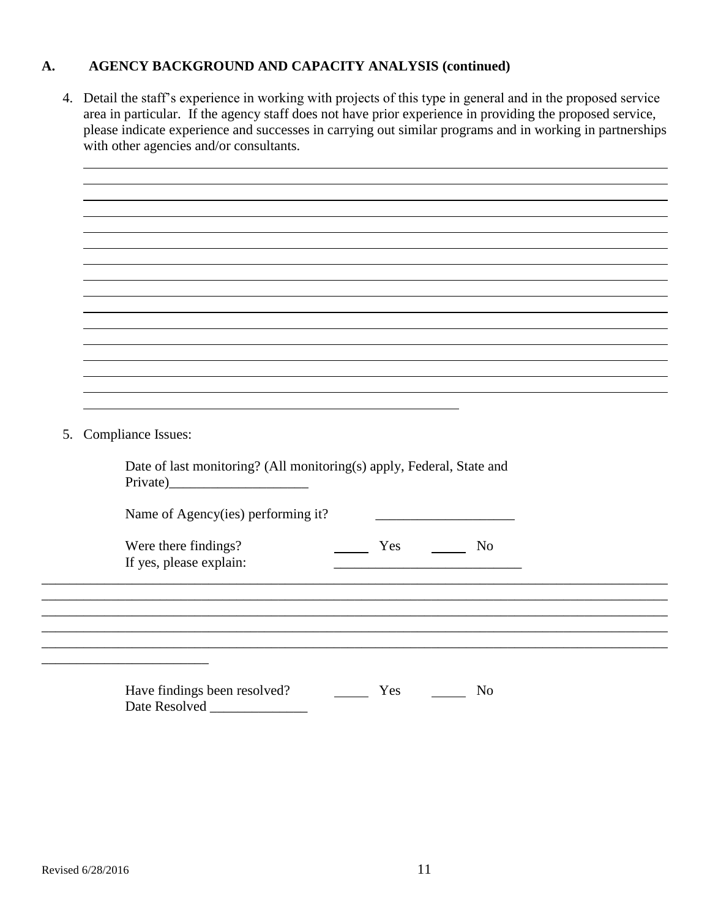## A. AGENCY BACKGROUND AND CAPACITY ANALYSIS (continued)

4. Detail the staff's experience in working with projects of this type in general and in the proposed service area in particular. If the agency staff does not have prior experience in providing the proposed service, please indicate experience and successes in carrying out similar programs and in working in partnerships with other agencies and/or consultants.

____________________________________________________________________________________
____________________________________________________________________________________
____________________________________________________________________________________
____________________________________________________________________________________
____________________________________________________________________________________
____________________________________________________________________________________
____________________________________________________________________________________
____________________________________________________________________________________
____________________________________________________________________________________
____________________________________________________________________________________
____________________________________________________________________________________
____________________________________________________________________________________
____________________________________________________________________________________
____________________________________________________________________________________
____________________________________________________________________________________

5. Compliance Issues:

   Date of last monitoring? (All monitoring(s) apply, Federal, State and Private)____________________

   Name of Agency(ies) performing it? ____________________

   Were there findings? _____ Yes _____ No
   If yes, please explain: ___________________________

____________________________________________________________________________________
____________________________________________________________________________________
____________________________________________________________________________________
____________________________________________________________________________________
____________________________________________________________________________________
________________________

   Have findings been resolved? _____ Yes _____ No
   Date Resolved ______________

Revised 6/28/2016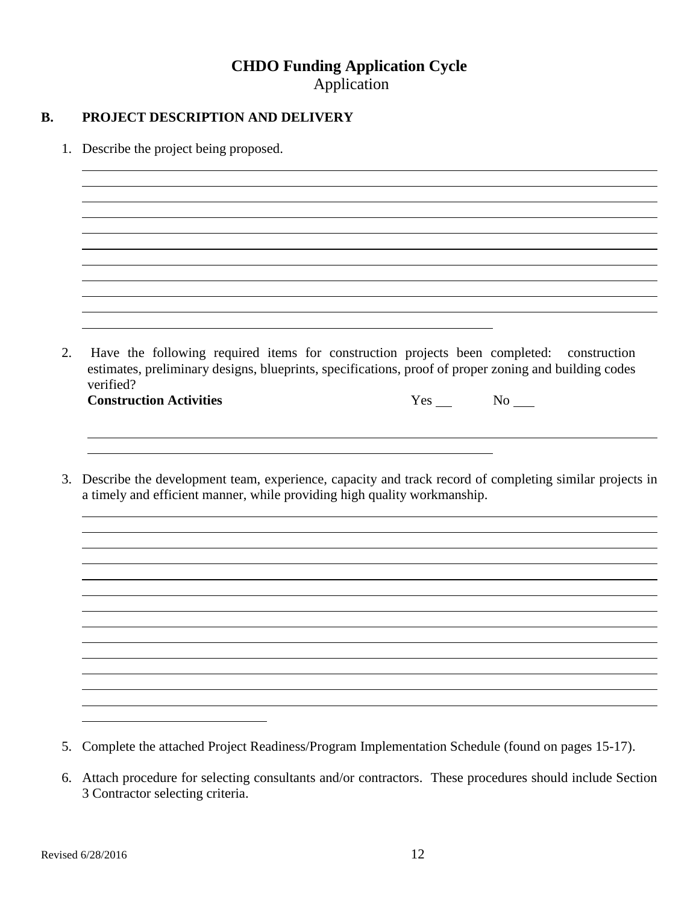# CHDO Funding Application Cycle

Application

## B. PROJECT DESCRIPTION AND DELIVERY

1. Describe the project being proposed.

2. Have the following required items for construction projects been completed: construction estimates, preliminary designs, blueprints, specifications, proof of proper zoning and building codes verified?

   **Construction Activities** Yes ___ No ___

3. Describe the development team, experience, capacity and track record of completing similar projects in a timely and efficient manner, while providing high quality workmanship.

5. Complete the attached Project Readiness/Program Implementation Schedule (found on pages 15-17).

6. Attach procedure for selecting consultants and/or contractors. These procedures should include Section 3 Contractor selecting criteria.

Revised 6/28/2016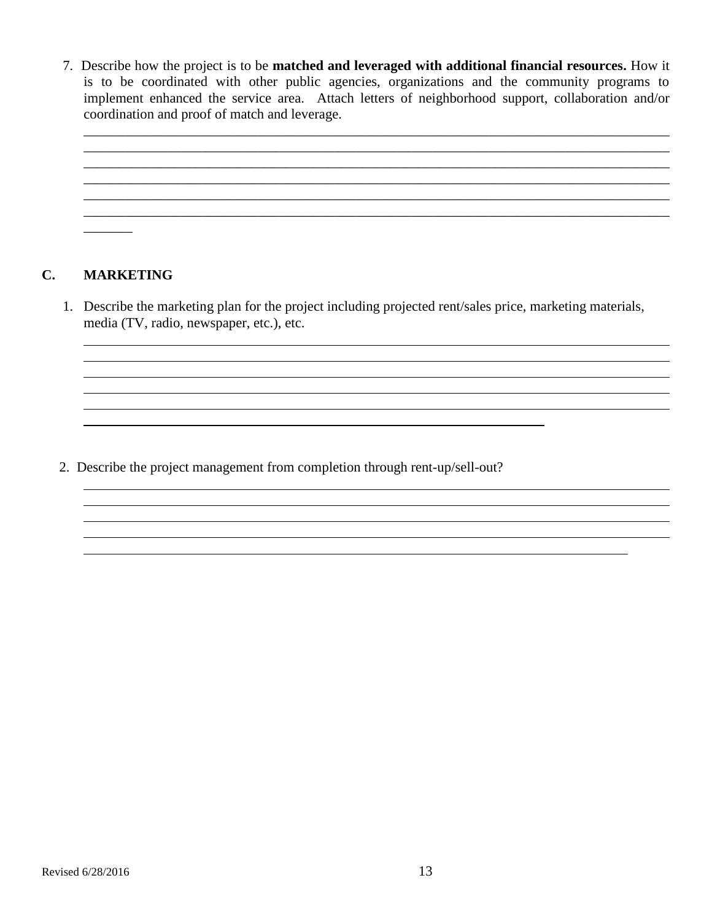7. Describe how the project is to be **matched and leveraged with additional financial resources.** How it is to be coordinated with other public agencies, organizations and the community programs to implement enhanced the service area. Attach letters of neighborhood support, collaboration and/or coordination and proof of match and leverage.

______________________________________________________________________________
______________________________________________________________________________
______________________________________________________________________________
______________________________________________________________________________
______________________________________________________________________________
______________________________________________________________________________
_______

## C. MARKETING

1. Describe the marketing plan for the project including projected rent/sales price, marketing materials, media (TV, radio, newspaper, etc.), etc.

______________________________________________________________________________
______________________________________________________________________________
______________________________________________________________________________
______________________________________________________________________________
______________________________________________________________________________
____________________________________________________________

2. Describe the project management from completion through rent-up/sell-out?

______________________________________________________________________________
______________________________________________________________________________
______________________________________________________________________________
______________________________________________________________________________
_______________________________________________________________________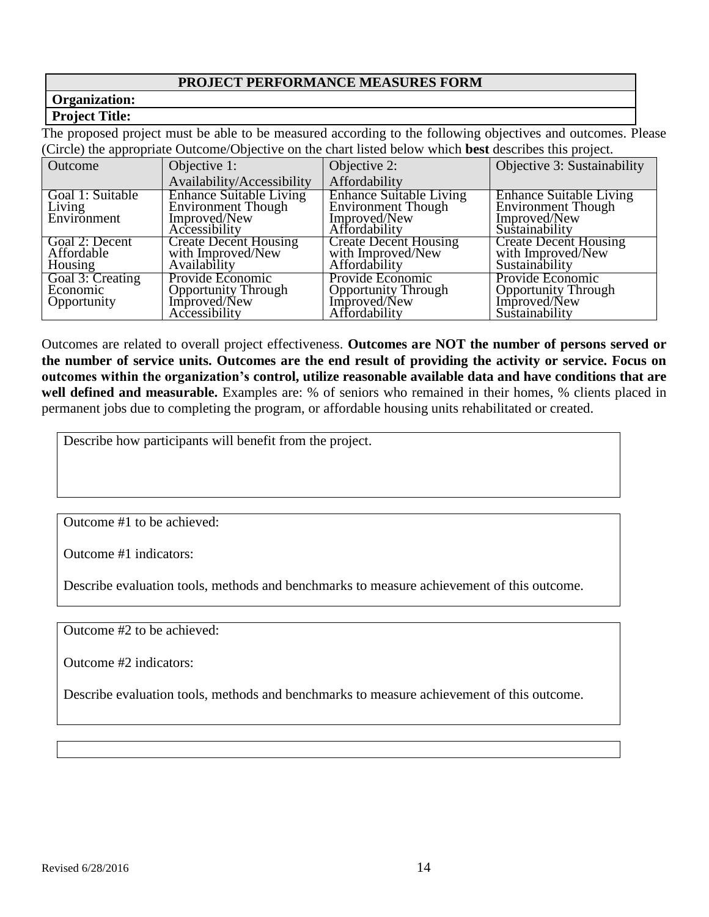## PROJECT PERFORMANCE MEASURES FORM

**Organization:**

**Project Title:**

The proposed project must be able to be measured according to the following objectives and outcomes. Please (Circle) the appropriate Outcome/Objective on the chart listed below which **best** describes this project.

| Outcome | Objective 1: Availability/Accessibility | Objective 2: Affordability | Objective 3: Sustainability |
|---|---|---|---|
| Goal 1: Suitable Living Environment | Enhance Suitable Living Environment Though Improved/New Accessibility | Enhance Suitable Living Environment Though Improved/New Affordability | Enhance Suitable Living Environment Though Improved/New Sustainability |
| Goal 2: Decent Affordable Housing | Create Decent Housing with Improved/New Availability | Create Decent Housing with Improved/New Affordability | Create Decent Housing with Improved/New Sustainability |
| Goal 3: Creating Economic Opportunity | Provide Economic Opportunity Through Improved/New Accessibility | Provide Economic Opportunity Through Improved/New Affordability | Provide Economic Opportunity Through Improved/New Sustainability |

Outcomes are related to overall project effectiveness. **Outcomes are NOT the number of persons served or the number of service units. Outcomes are the end result of providing the activity or service. Focus on outcomes within the organization's control, utilize reasonable available data and have conditions that are well defined and measurable.** Examples are: % of seniors who remained in their homes, % clients placed in permanent jobs due to completing the program, or affordable housing units rehabilitated or created.

Describe how participants will benefit from the project.

Outcome #1 to be achieved:

Outcome #1 indicators:

Describe evaluation tools, methods and benchmarks to measure achievement of this outcome.

Outcome #2 to be achieved:

Outcome #2 indicators:

Describe evaluation tools, methods and benchmarks to measure achievement of this outcome.

Revised 6/28/2016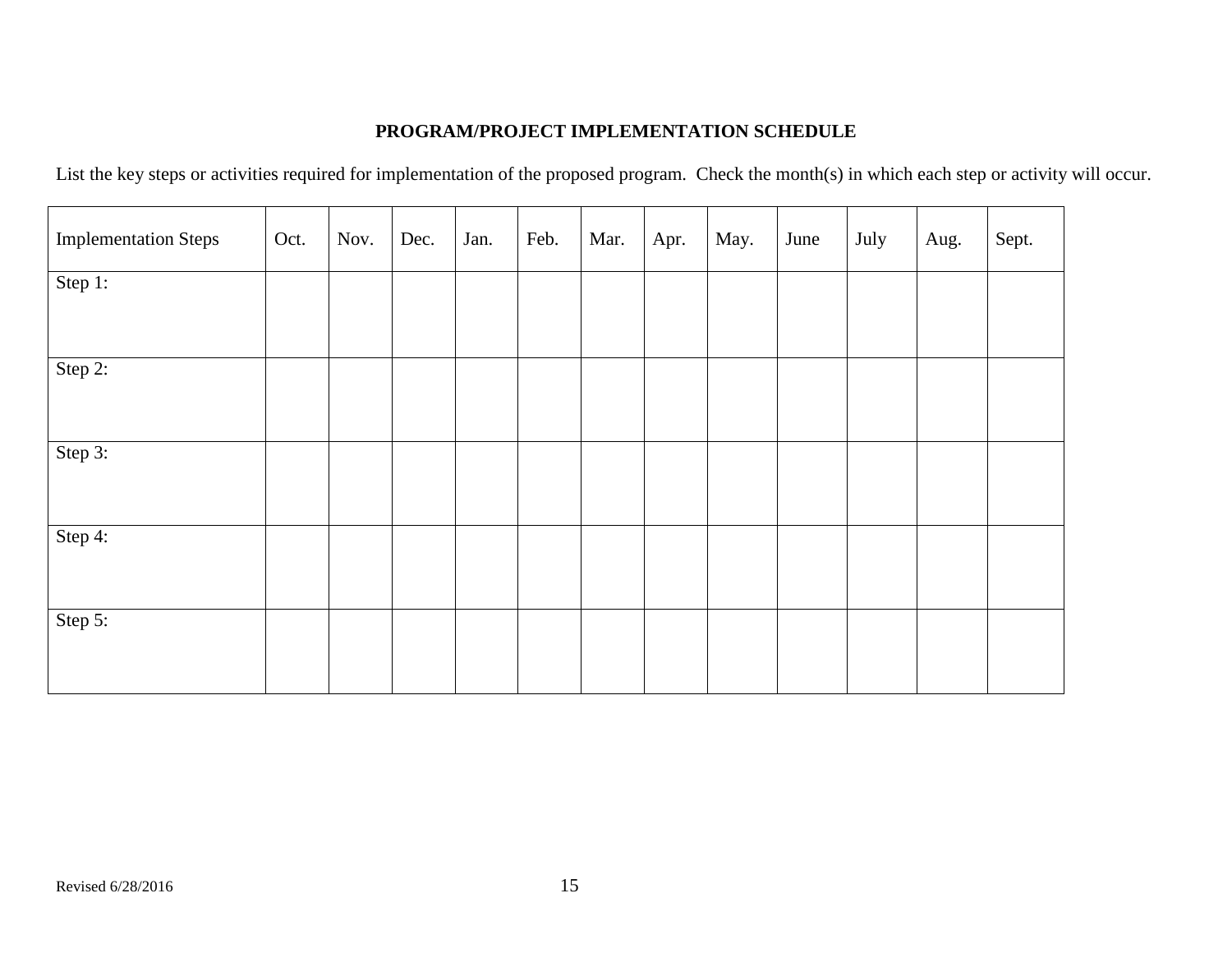**PROGRAM/PROJECT IMPLEMENTATION SCHEDULE**

List the key steps or activities required for implementation of the proposed program. Check the month(s) in which each step or activity will occur.

| Implementation Steps | Oct. | Nov. | Dec. | Jan. | Feb. | Mar. | Apr. | May. | June | July | Aug. | Sept. |
|---|---|---|---|---|---|---|---|---|---|---|---|---|
| Step 1: | | | | | | | | | | | | |
| Step 2: | | | | | | | | | | | | |
| Step 3: | | | | | | | | | | | | |
| Step 4: | | | | | | | | | | | | |
| Step 5: | | | | | | | | | | | | |

Revised 6/28/2016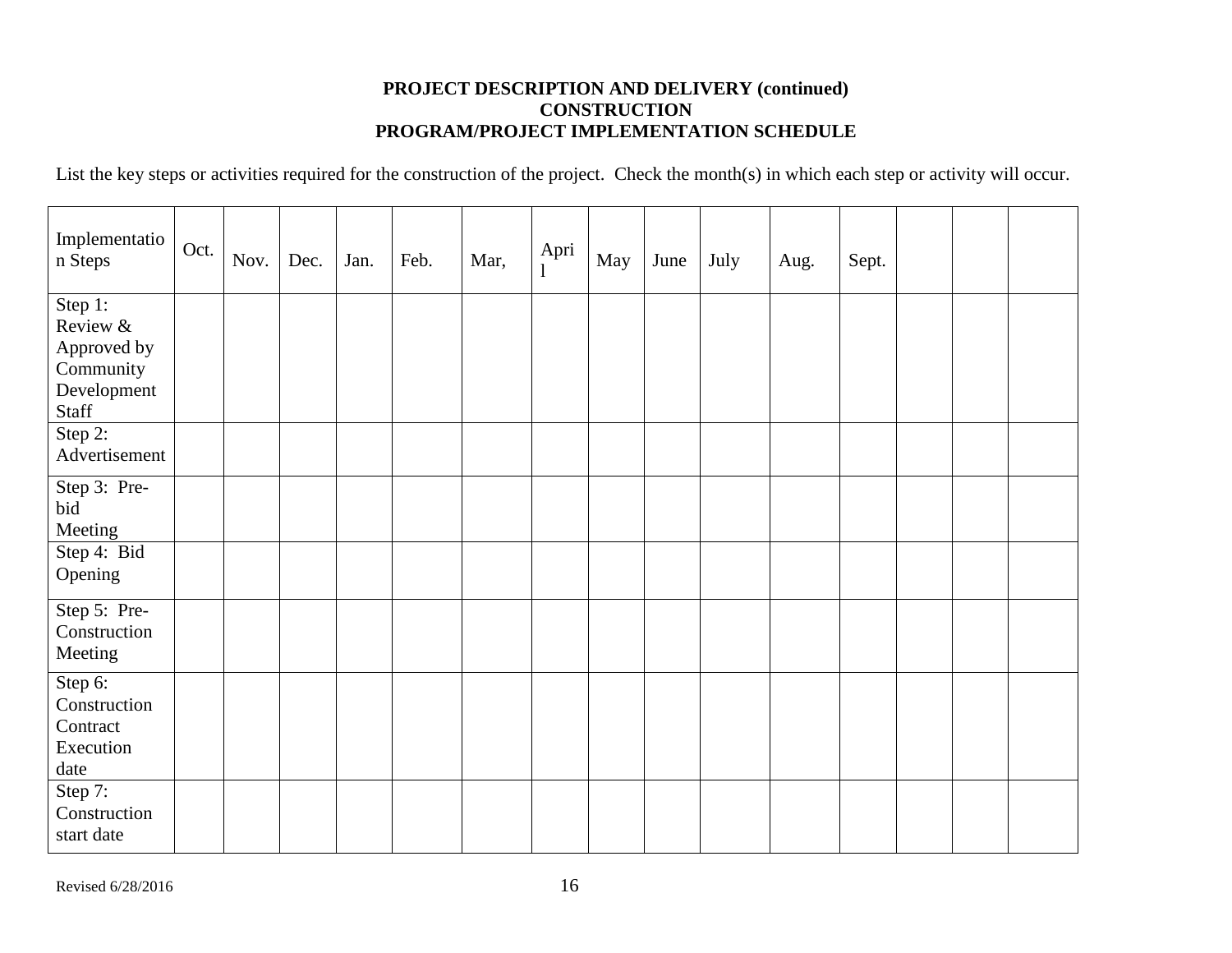**PROJECT DESCRIPTION AND DELIVERY (continued)**
**CONSTRUCTION**
**PROGRAM/PROJECT IMPLEMENTATION SCHEDULE**

List the key steps or activities required for the construction of the project. Check the month(s) in which each step or activity will occur.

| Implementation Steps | Oct. | Nov. | Dec. | Jan. | Feb. | Mar, | April | May | June | July | Aug. | Sept. | | | |
|---|---|---|---|---|---|---|---|---|---|---|---|---|---|---|---|
| Step 1: Review & Approved by Community Development Staff | | | | | | | | | | | | | | | |
| Step 2: Advertisement | | | | | | | | | | | | | | | |
| Step 3: Pre-bid Meeting | | | | | | | | | | | | | | | |
| Step 4: Bid Opening | | | | | | | | | | | | | | | |
| Step 5: Pre-Construction Meeting | | | | | | | | | | | | | | | |
| Step 6: Construction Contract Execution date | | | | | | | | | | | | | | | |
| Step 7: Construction start date | | | | | | | | | | | | | | | |

Revised 6/28/2016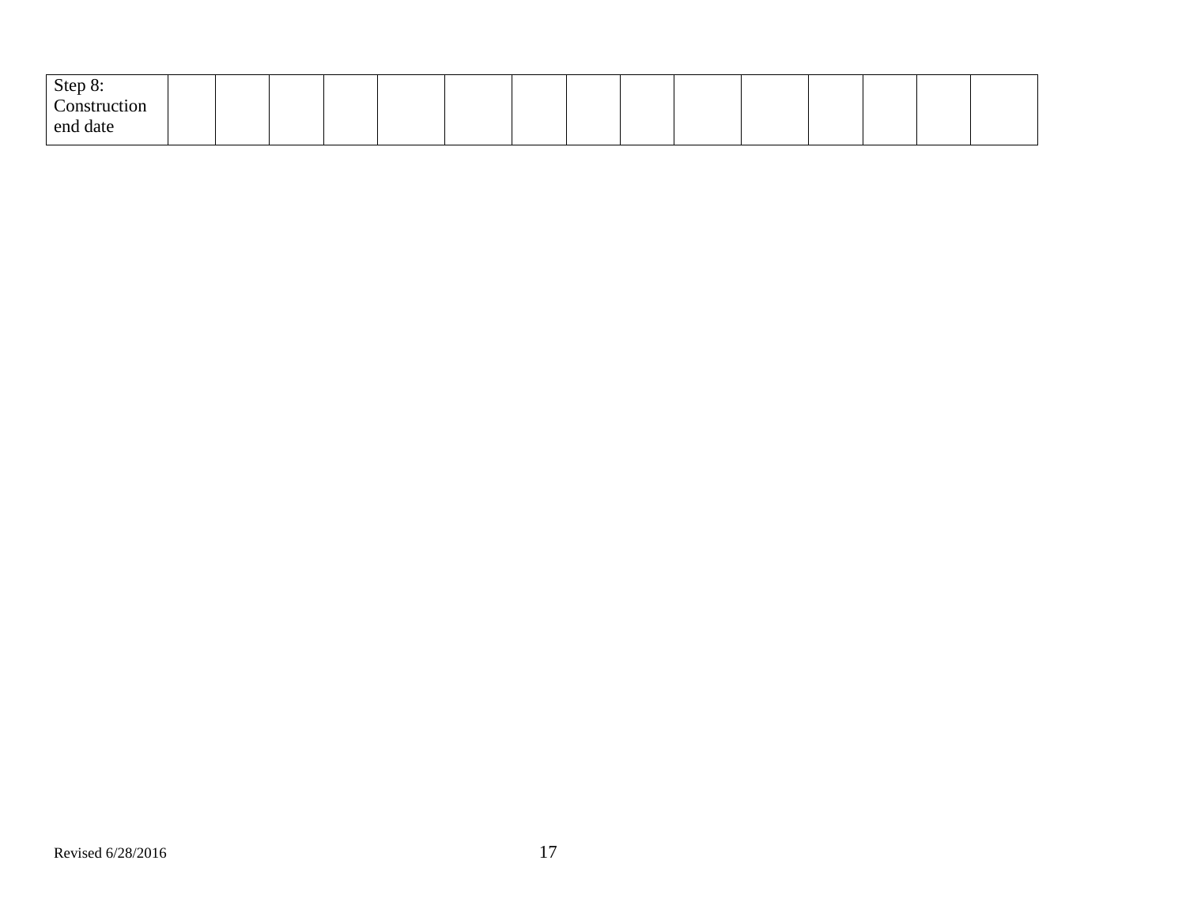| Step 8: Construction end date | | | | | | | | | | | | | | | | |
|---|---|---|---|---|---|---|---|---|---|---|---|---|---|---|---|---|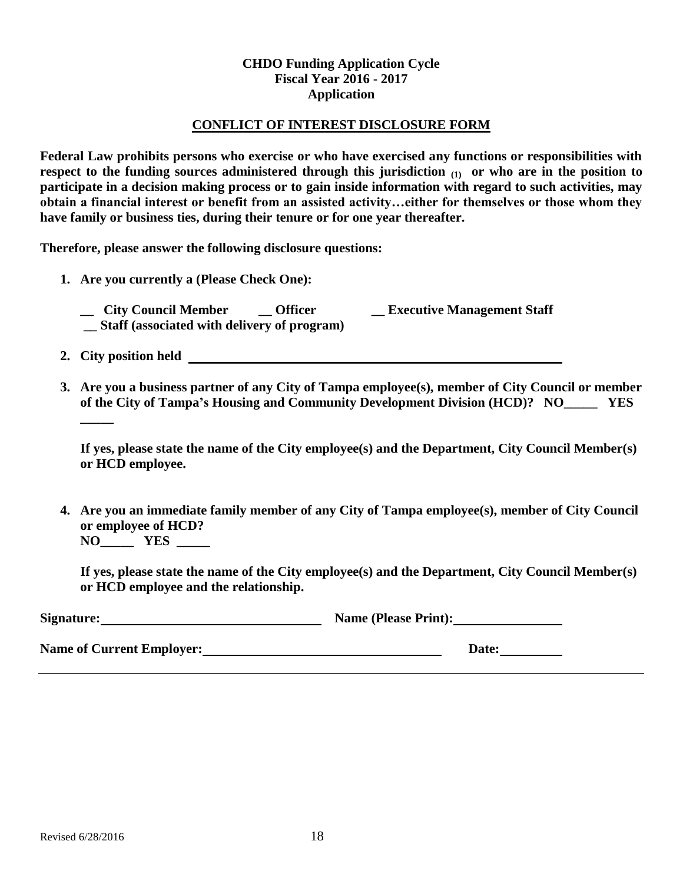**CHDO Funding Application Cycle**
**Fiscal Year 2016 - 2017**
**Application**

## CONFLICT OF INTEREST DISCLOSURE FORM

**Federal Law prohibits persons who exercise or who have exercised any functions or responsibilities with respect to the funding sources administered through this jurisdiction (1) or who are in the position to participate in a decision making process or to gain inside information with regard to such activities, may obtain a financial interest or benefit from an assisted activity…either for themselves or those whom they have family or business ties, during their tenure or for one year thereafter.**

**Therefore, please answer the following disclosure questions:**

1. **Are you currently a (Please Check One):**

   **__ City Council Member  __ Officer  __ Executive Management Staff**
   **__ Staff (associated with delivery of program)**

2. **City position held ______________________________**

3. **Are you a business partner of any City of Tampa employee(s), member of City Council or member of the City of Tampa's Housing and Community Development Division (HCD)? NO_____ YES _____**

   **If yes, please state the name of the City employee(s) and the Department, City Council Member(s) or HCD employee.**

4. **Are you an immediate family member of any City of Tampa employee(s), member of City Council or employee of HCD?**
   **NO_____ YES _____**

   **If yes, please state the name of the City employee(s) and the Department, City Council Member(s) or HCD employee and the relationship.**

**Signature:** ______________________ **Name (Please Print):** ______________

**Name of Current Employer:** ______________________ **Date:** __________

Revised 6/28/2016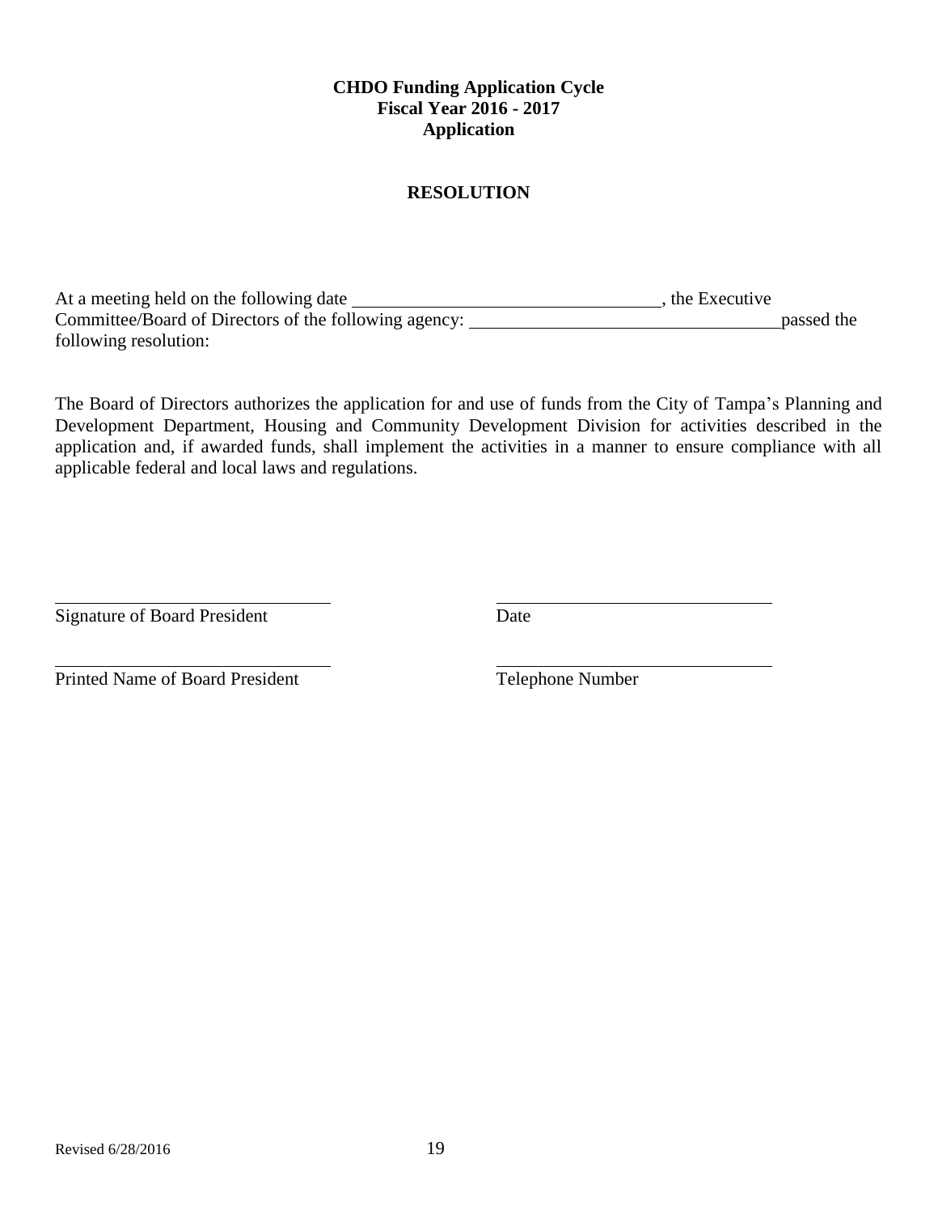**CHDO Funding Application Cycle**
**Fiscal Year 2016 - 2017**
**Application**

## RESOLUTION

At a meeting held on the following date \_\_\_\_\_\_\_\_\_\_\_\_\_\_\_\_\_\_\_\_\_\_\_\_\_\_\_\_\_\_\_\_\_\_, the Executive Committee/Board of Directors of the following agency: \_\_\_\_\_\_\_\_\_\_\_\_\_\_\_\_\_\_\_\_\_\_\_\_\_\_\_\_\_\_\_\_\_\_passed the following resolution:

The Board of Directors authorizes the application for and use of funds from the City of Tampa's Planning and Development Department, Housing and Community Development Division for activities described in the application and, if awarded funds, shall implement the activities in a manner to ensure compliance with all applicable federal and local laws and regulations.

| | |
|---|---|
| \_\_\_\_\_\_\_\_\_\_\_\_\_\_\_\_\_\_\_\_\_\_\_\_\_\_\_\_\_\_ | \_\_\_\_\_\_\_\_\_\_\_\_\_\_\_\_\_\_\_\_\_\_\_\_\_\_\_\_\_\_ |
| Signature of Board President | Date |
| \_\_\_\_\_\_\_\_\_\_\_\_\_\_\_\_\_\_\_\_\_\_\_\_\_\_\_\_\_\_ | \_\_\_\_\_\_\_\_\_\_\_\_\_\_\_\_\_\_\_\_\_\_\_\_\_\_\_\_\_\_ |
| Printed Name of Board President | Telephone Number |

Revised 6/28/2016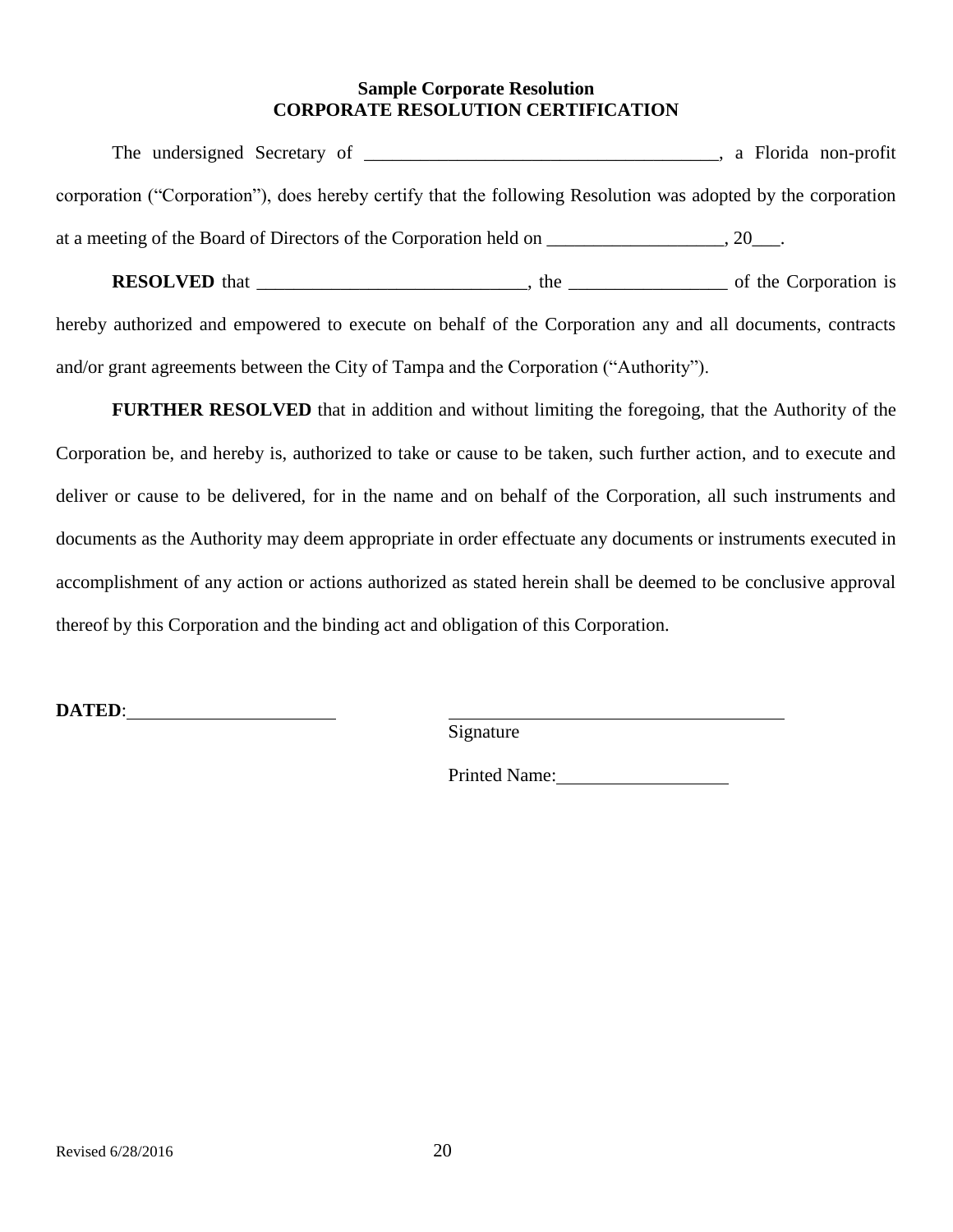**Sample Corporate Resolution**
**CORPORATE RESOLUTION CERTIFICATION**

The undersigned Secretary of _______________________________________, a Florida non-profit corporation ("Corporation"), does hereby certify that the following Resolution was adopted by the corporation at a meeting of the Board of Directors of the Corporation held on ___________________, 20___.

**RESOLVED** that _____________________________, the _________________ of the Corporation is hereby authorized and empowered to execute on behalf of the Corporation any and all documents, contracts and/or grant agreements between the City of Tampa and the Corporation ("Authority").

**FURTHER RESOLVED** that in addition and without limiting the foregoing, that the Authority of the Corporation be, and hereby is, authorized to take or cause to be taken, such further action, and to execute and deliver or cause to be delivered, for in the name and on behalf of the Corporation, all such instruments and documents as the Authority may deem appropriate in order effectuate any documents or instruments executed in accomplishment of any action or actions authorized as stated herein shall be deemed to be conclusive approval thereof by this Corporation and the binding act and obligation of this Corporation.

**DATED**:______________________

______________________________________
Signature

Printed Name:__________________

Revised 6/28/2016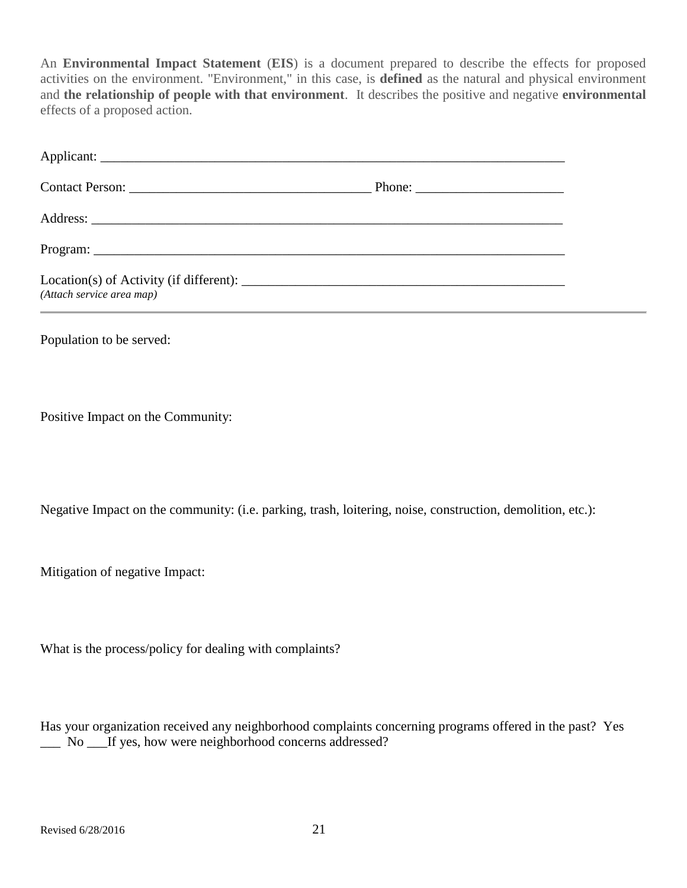An **Environmental Impact Statement** (**EIS**) is a document prepared to describe the effects for proposed activities on the environment. "Environment," in this case, is **defined** as the natural and physical environment and **the relationship of people with that environment**. It describes the positive and negative **environmental** effects of a proposed action.

Applicant: ______________________________________________________________________

Contact Person: ___________________________________ Phone: _____________________

Address: _______________________________________________________________________

Program: _______________________________________________________________________

Location(s) of Activity (if different): ______________________________________________
*(Attach service area map)*

---

Population to be served:

Positive Impact on the Community:

Negative Impact on the community: (i.e. parking, trash, loitering, noise, construction, demolition, etc.):

Mitigation of negative Impact:

What is the process/policy for dealing with complaints?

Has your organization received any neighborhood complaints concerning programs offered in the past? Yes ___ No ___If yes, how were neighborhood concerns addressed?

Revised 6/28/2016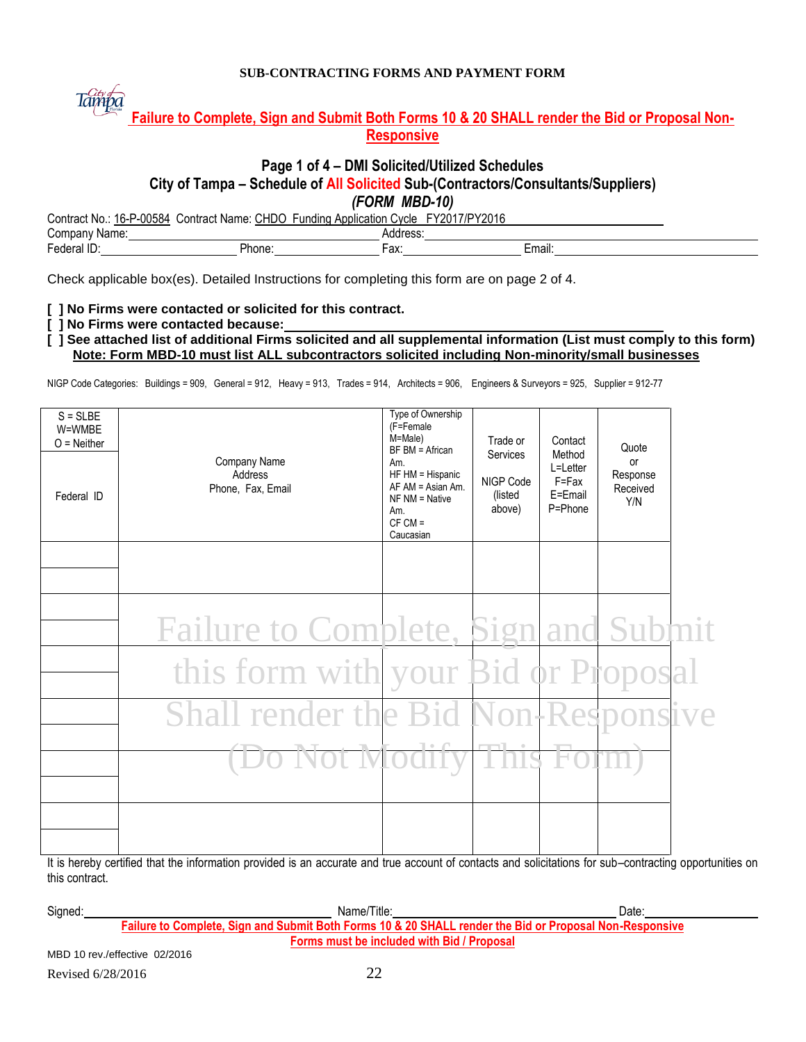**SUB-CONTRACTING FORMS AND PAYMENT FORM**

**Failure to Complete, Sign and Submit Both Forms 10 & 20 SHALL render the Bid or Proposal Non-Responsive**

## Page 1 of 4 – DMI Solicited/Utilized Schedules

## City of Tampa – Schedule of All Solicited Sub-(Contractors/Consultants/Suppliers)

***(FORM MBD-10)***

Contract No.: 16-P-00584 Contract Name: CHDO Funding Application Cycle FY2017/PY2016

Company Name:_______________________ Address:_______________________

Federal ID:_____________ Phone:_____________ Fax:_____________ Email:_____________

Check applicable box(es). Detailed Instructions for completing this form are on page 2 of 4.

**[ ] No Firms were contacted or solicited for this contract.**

**[ ] No Firms were contacted because:_______________________**

**[ ] See attached list of additional Firms solicited and all supplemental information (List must comply to this form)**
**Note: Form MBD-10 must list ALL subcontractors solicited including Non-minority/small businesses**

NIGP Code Categories: Buildings = 909, General = 912, Heavy = 913, Trades = 914, Architects = 906, Engineers & Surveyors = 925, Supplier = 912-77

| S = SLBE<br>W=WMBE<br>O = Neither<br><br>Federal ID | Company Name<br>Address<br>Phone, Fax, Email | Type of Ownership<br>(F=Female M=Male)<br>BF BM = African Am.<br>HF HM = Hispanic<br>AF AM = Asian Am.<br>NF NM = Native Am.<br>CF CM = Caucasian | Trade or Services<br><br>NIGP Code (listed above) | Contact Method<br>L=Letter<br>F=Fax<br>E=Email<br>P=Phone | Quote or Response Received Y/N |
|---|---|---|---|---|---|
| | | | | | |
| | | | | | |
| | | | | | |
| | | | | | |
| | | | | | |
| | | | | | |

Failure to Complete, Sign and Submit this form with your Bid or Proposal Shall render the Bid Non-Responsive (Do Not Modify This Form)

It is hereby certified that the information provided is an accurate and true account of contacts and solicitations for sub–contracting opportunities on this contract.

Signed:_______________________ Name/Title:_______________________ Date:_____________

**Failure to Complete, Sign and Submit Both Forms 10 & 20 SHALL render the Bid or Proposal Non-Responsive**
**Forms must be included with Bid / Proposal**

MBD 10 rev./effective 02/2016

Revised 6/28/2016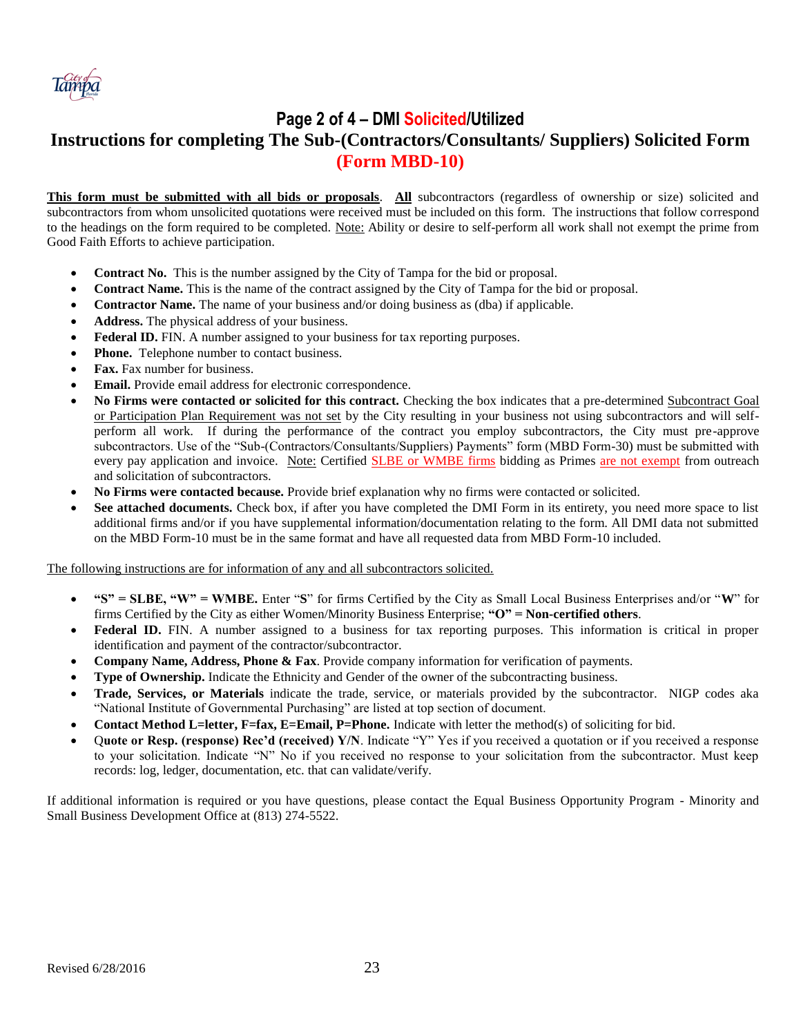## Page 2 of 4 – DMI Solicited/Utilized

# Instructions for completing The Sub-(Contractors/Consultants/ Suppliers) Solicited Form (Form MBD-10)

**This form must be submitted with all bids or proposals**. **All** subcontractors (regardless of ownership or size) solicited and subcontractors from whom unsolicited quotations were received must be included on this form. The instructions that follow correspond to the headings on the form required to be completed. Note: Ability or desire to self-perform all work shall not exempt the prime from Good Faith Efforts to achieve participation.

- **Contract No.** This is the number assigned by the City of Tampa for the bid or proposal.
- **Contract Name.** This is the name of the contract assigned by the City of Tampa for the bid or proposal.
- **Contractor Name.** The name of your business and/or doing business as (dba) if applicable.
- **Address.** The physical address of your business.
- **Federal ID.** FIN. A number assigned to your business for tax reporting purposes.
- **Phone.** Telephone number to contact business.
- **Fax.** Fax number for business.
- **Email.** Provide email address for electronic correspondence.
- **No Firms were contacted or solicited for this contract.** Checking the box indicates that a pre-determined Subcontract Goal or Participation Plan Requirement was not set by the City resulting in your business not using subcontractors and will self-perform all work. If during the performance of the contract you employ subcontractors, the City must pre-approve subcontractors. Use of the "Sub-(Contractors/Consultants/Suppliers) Payments" form (MBD Form-30) must be submitted with every pay application and invoice. Note: Certified SLBE or WMBE firms bidding as Primes are not exempt from outreach and solicitation of subcontractors.
- **No Firms were contacted because.** Provide brief explanation why no firms were contacted or solicited.
- **See attached documents.** Check box, if after you have completed the DMI Form in its entirety, you need more space to list additional firms and/or if you have supplemental information/documentation relating to the form. All DMI data not submitted on the MBD Form-10 must be in the same format and have all requested data from MBD Form-10 included.

The following instructions are for information of any and all subcontractors solicited.

- **"S" = SLBE, "W" = WMBE.** Enter "**S**" for firms Certified by the City as Small Local Business Enterprises and/or "**W**" for firms Certified by the City as either Women/Minority Business Enterprise; **"O" = Non-certified others**.
- **Federal ID.** FIN. A number assigned to a business for tax reporting purposes. This information is critical in proper identification and payment of the contractor/subcontractor.
- **Company Name, Address, Phone & Fax**. Provide company information for verification of payments.
- **Type of Ownership.** Indicate the Ethnicity and Gender of the owner of the subcontracting business.
- **Trade, Services, or Materials** indicate the trade, service, or materials provided by the subcontractor. NIGP codes aka "National Institute of Governmental Purchasing" are listed at top section of document.
- **Contact Method L=letter, F=fax, E=Email, P=Phone.** Indicate with letter the method(s) of soliciting for bid.
- **Quote or Resp. (response) Rec'd (received) Y/N**. Indicate "Y" Yes if you received a quotation or if you received a response to your solicitation. Indicate "N" No if you received no response to your solicitation from the subcontractor. Must keep records: log, ledger, documentation, etc. that can validate/verify.

If additional information is required or you have questions, please contact the Equal Business Opportunity Program - Minority and Small Business Development Office at (813) 274-5522.

Revised 6/28/2016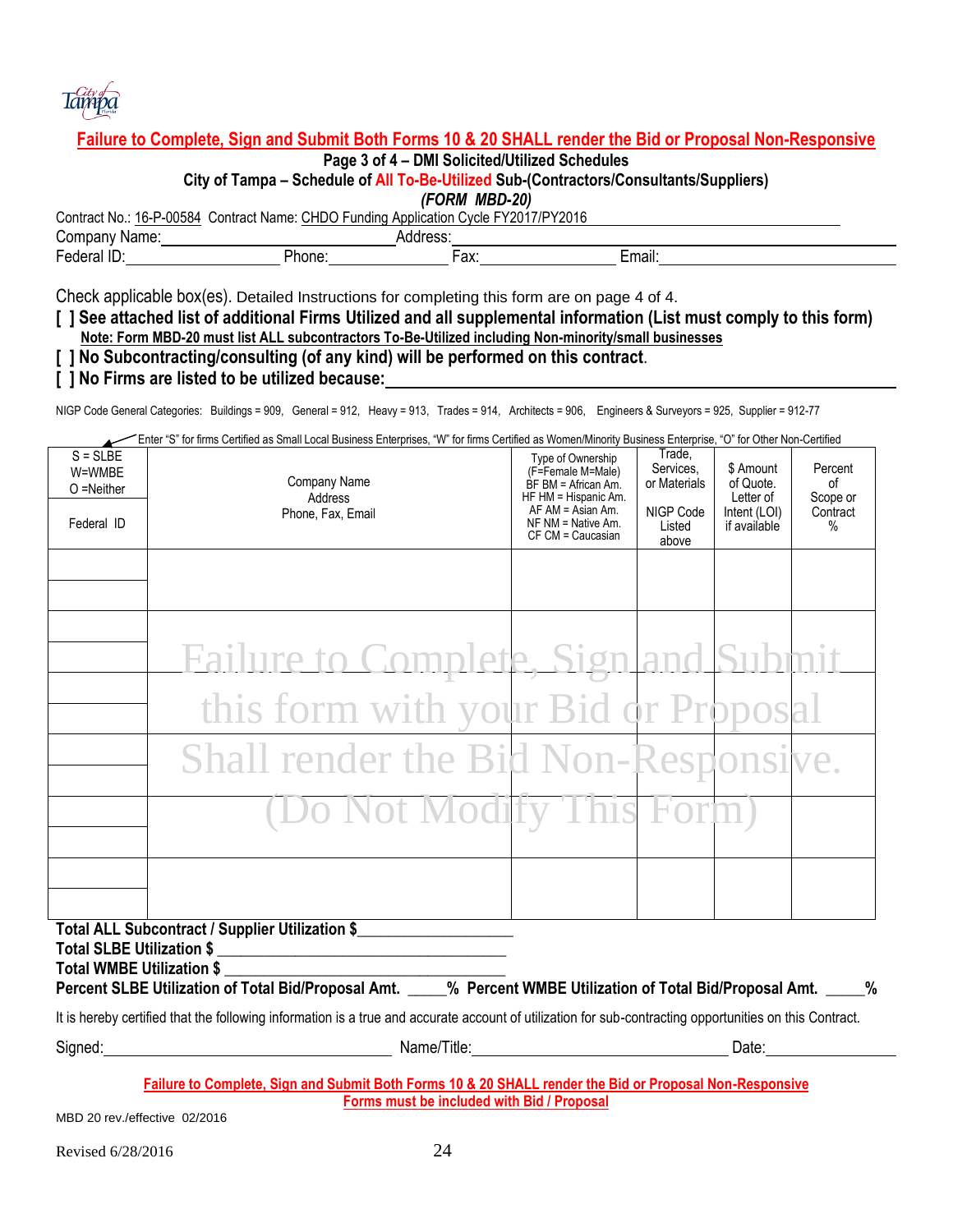**Failure to Complete, Sign and Submit Both Forms 10 & 20 SHALL render the Bid or Proposal Non-Responsive**

**Page 3 of 4 – DMI Solicited/Utilized Schedules**

**City of Tampa – Schedule of All To-Be-Utilized Sub-(Contractors/Consultants/Suppliers)**

***(FORM MBD-20)***

Contract No.: 16-P-00584 Contract Name: CHDO Funding Application Cycle FY2017/PY2016

Company Name:_____________________ Address:_____________________________________________

Federal ID:_______________ Phone:_____________ Fax:_______________ Email:_________________________

Check applicable box(es). Detailed Instructions for completing this form are on page 4 of 4.

**[ ] See attached list of additional Firms Utilized and all supplemental information (List must comply to this form)**

**Note: Form MBD-20 must list ALL subcontractors To-Be-Utilized including Non-minority/small businesses**

**[ ] No Subcontracting/consulting (of any kind) will be performed on this contract.**

**[ ] No Firms are listed to be utilized because:**_______________________________________________

NIGP Code General Categories: Buildings = 909, General = 912, Heavy = 913, Trades = 914, Architects = 906, Engineers & Surveyors = 925, Supplier = 912-77

Enter "S" for firms Certified as Small Local Business Enterprises, "W" for firms Certified as Women/Minority Business Enterprise, "O" for Other Non-Certified

| S = SLBE W=WMBE O =Neither / Federal ID | Company Name Address Phone, Fax, Email | Type of Ownership (F=Female M=Male) BF BM = African Am. HF HM = Hispanic Am. AF AM = Asian Am. NF NM = Native Am. CF CM = Caucasian | Trade, Services, or Materials NIGP Code Listed above | $ Amount of Quote. Letter of Intent (LOI) if available | Percent of Scope or Contract % |
|---|---|---|---|---|---|
| | | | | | |
| | | | | | |
| | Failure to Complete, Sign and Submit this form with your Bid or Proposal Shall render the Bid Non-Responsive. (Do Not Modify This Form) | | | | |
| | | | | | |
| | | | | | |
| | | | | | |

**Total ALL Subcontract / Supplier Utilization $**__________________

**Total SLBE Utilization $** __________________________________

**Total WMBE Utilization $** __________________________________

**Percent SLBE Utilization of Total Bid/Proposal Amt. _____% Percent WMBE Utilization of Total Bid/Proposal Amt. _____%**

It is hereby certified that the following information is a true and accurate account of utilization for sub-contracting opportunities on this Contract.

Signed:_______________________________ Name/Title:___________________________ Date:_______________

**Failure to Complete, Sign and Submit Both Forms 10 & 20 SHALL render the Bid or Proposal Non-Responsive**

**Forms must be included with Bid / Proposal**

MBD 20 rev./effective 02/2016

Revised 6/28/2016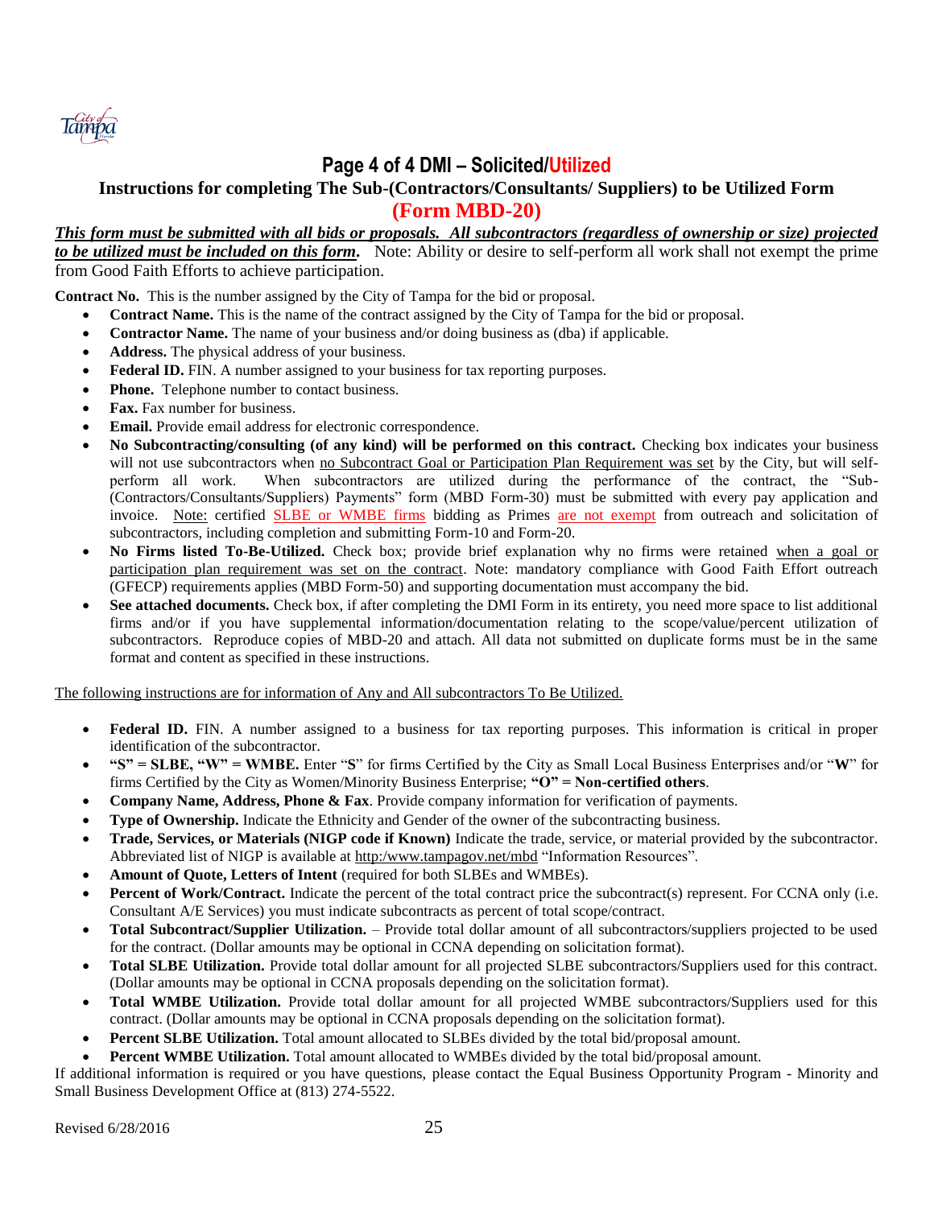## Page 4 of 4 DMI – Solicited/Utilized

### Instructions for completing The Sub-(Contractors/Consultants/ Suppliers) to be Utilized Form

### (Form MBD-20)

***This form must be submitted with all bids or proposals. All subcontractors (regardless of ownership or size) projected to be utilized must be included on this form.*** Note: Ability or desire to self-perform all work shall not exempt the prime from Good Faith Efforts to achieve participation.

**Contract No.** This is the number assigned by the City of Tampa for the bid or proposal.

- **Contract Name.** This is the name of the contract assigned by the City of Tampa for the bid or proposal.
- **Contractor Name.** The name of your business and/or doing business as (dba) if applicable.
- **Address.** The physical address of your business.
- **Federal ID.** FIN. A number assigned to your business for tax reporting purposes.
- **Phone.** Telephone number to contact business.
- **Fax.** Fax number for business.
- **Email.** Provide email address for electronic correspondence.
- **No Subcontracting/consulting (of any kind) will be performed on this contract.** Checking box indicates your business will not use subcontractors when no Subcontract Goal or Participation Plan Requirement was set by the City, but will self-perform all work. When subcontractors are utilized during the performance of the contract, the "Sub-(Contractors/Consultants/Suppliers) Payments" form (MBD Form-30) must be submitted with every pay application and invoice. Note: certified SLBE or WMBE firms bidding as Primes are not exempt from outreach and solicitation of subcontractors, including completion and submitting Form-10 and Form-20.
- **No Firms listed To-Be-Utilized.** Check box; provide brief explanation why no firms were retained when a goal or participation plan requirement was set on the contract. Note: mandatory compliance with Good Faith Effort outreach (GFECP) requirements applies (MBD Form-50) and supporting documentation must accompany the bid.
- **See attached documents.** Check box, if after completing the DMI Form in its entirety, you need more space to list additional firms and/or if you have supplemental information/documentation relating to the scope/value/percent utilization of subcontractors. Reproduce copies of MBD-20 and attach. All data not submitted on duplicate forms must be in the same format and content as specified in these instructions.

The following instructions are for information of Any and All subcontractors To Be Utilized.

- **Federal ID.** FIN. A number assigned to a business for tax reporting purposes. This information is critical in proper identification of the subcontractor.
- **"S" = SLBE, "W" = WMBE.** Enter "**S**" for firms Certified by the City as Small Local Business Enterprises and/or "**W**" for firms Certified by the City as Women/Minority Business Enterprise; **"O" = Non-certified others**.
- **Company Name, Address, Phone & Fax**. Provide company information for verification of payments.
- **Type of Ownership.** Indicate the Ethnicity and Gender of the owner of the subcontracting business.
- **Trade, Services, or Materials (NIGP code if Known)** Indicate the trade, service, or material provided by the subcontractor. Abbreviated list of NIGP is available at http:/www.tampagov.net/mbd "Information Resources".
- **Amount of Quote, Letters of Intent** (required for both SLBEs and WMBEs).
- **Percent of Work/Contract.** Indicate the percent of the total contract price the subcontract(s) represent. For CCNA only (i.e. Consultant A/E Services) you must indicate subcontracts as percent of total scope/contract.
- **Total Subcontract/Supplier Utilization.** – Provide total dollar amount of all subcontractors/suppliers projected to be used for the contract. (Dollar amounts may be optional in CCNA depending on solicitation format).
- **Total SLBE Utilization.** Provide total dollar amount for all projected SLBE subcontractors/Suppliers used for this contract. (Dollar amounts may be optional in CCNA proposals depending on the solicitation format).
- **Total WMBE Utilization.** Provide total dollar amount for all projected WMBE subcontractors/Suppliers used for this contract. (Dollar amounts may be optional in CCNA proposals depending on the solicitation format).
- **Percent SLBE Utilization.** Total amount allocated to SLBEs divided by the total bid/proposal amount.
- **Percent WMBE Utilization.** Total amount allocated to WMBEs divided by the total bid/proposal amount.

If additional information is required or you have questions, please contact the Equal Business Opportunity Program - Minority and Small Business Development Office at (813) 274-5522.

Revised 6/28/2016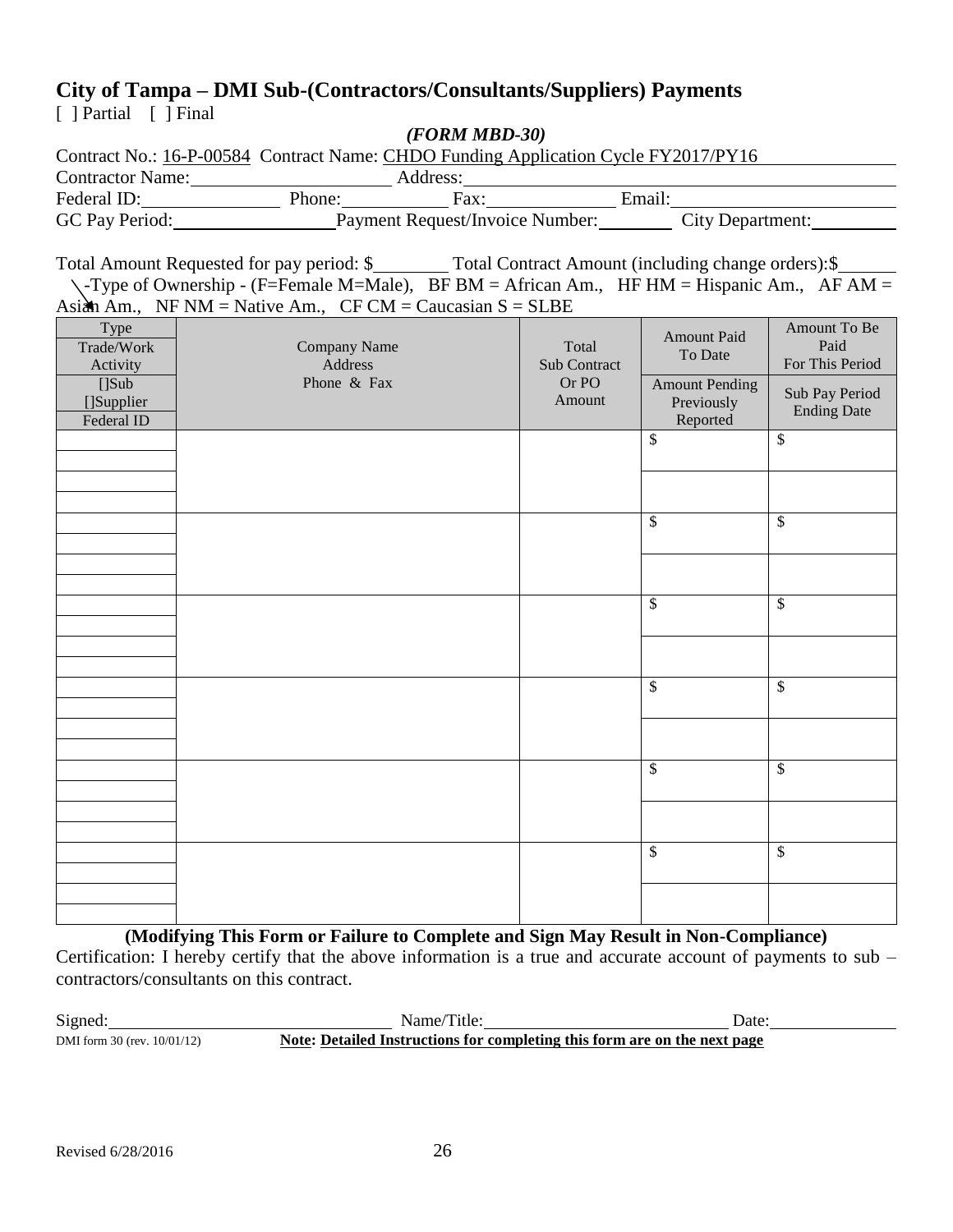# City of Tampa – DMI Sub-(Contractors/Consultants/Suppliers) Payments

[ ] Partial [ ] Final

***(FORM MBD-30)***

Contract No.: 16-P-00584 Contract Name: CHDO Funding Application Cycle FY2017/PY16

Contractor Name:____________________ Address:______________________________________

Federal ID:______________ Phone:__________ Fax:____________ Email:______________________

GC Pay Period:________________ Payment Request/Invoice Number:________ City Department:________

Total Amount Requested for pay period: $________ Total Contract Amount (including change orders):$______

-Type of Ownership - (F=Female M=Male), BF BM = African Am., HF HM = Hispanic Am., AF AM = Asian Am., NF NM = Native Am., CF CM = Caucasian S = SLBE

| Type<br>Trade/Work<br>Activity<br>[]Sub<br>[]Supplier<br>Federal ID | Company Name<br>Address<br>Phone & Fax | Total<br>Sub Contract<br>Or PO<br>Amount | Amount Paid To Date<br>Amount Pending Previously Reported | Amount To Be Paid For This Period<br>Sub Pay Period Ending Date |
|---|---|---|---|---|
| | | | $ | $ |
| | | | | |
| | | | $ | $ |
| | | | | |
| | | | $ | $ |
| | | | | |
| | | | $ | $ |
| | | | | |
| | | | $ | $ |
| | | | | |
| | | | $ | $ |
| | | | | |

**(Modifying This Form or Failure to Complete and Sign May Result in Non-Compliance)**

Certification: I hereby certify that the above information is a true and accurate account of payments to sub – contractors/consultants on this contract.

Signed:______________________________ Name/Title:__________________________ Date:______________

DMI form 30 (rev. 10/01/12) **Note: Detailed Instructions for completing this form are on the next page**

Revised 6/28/2016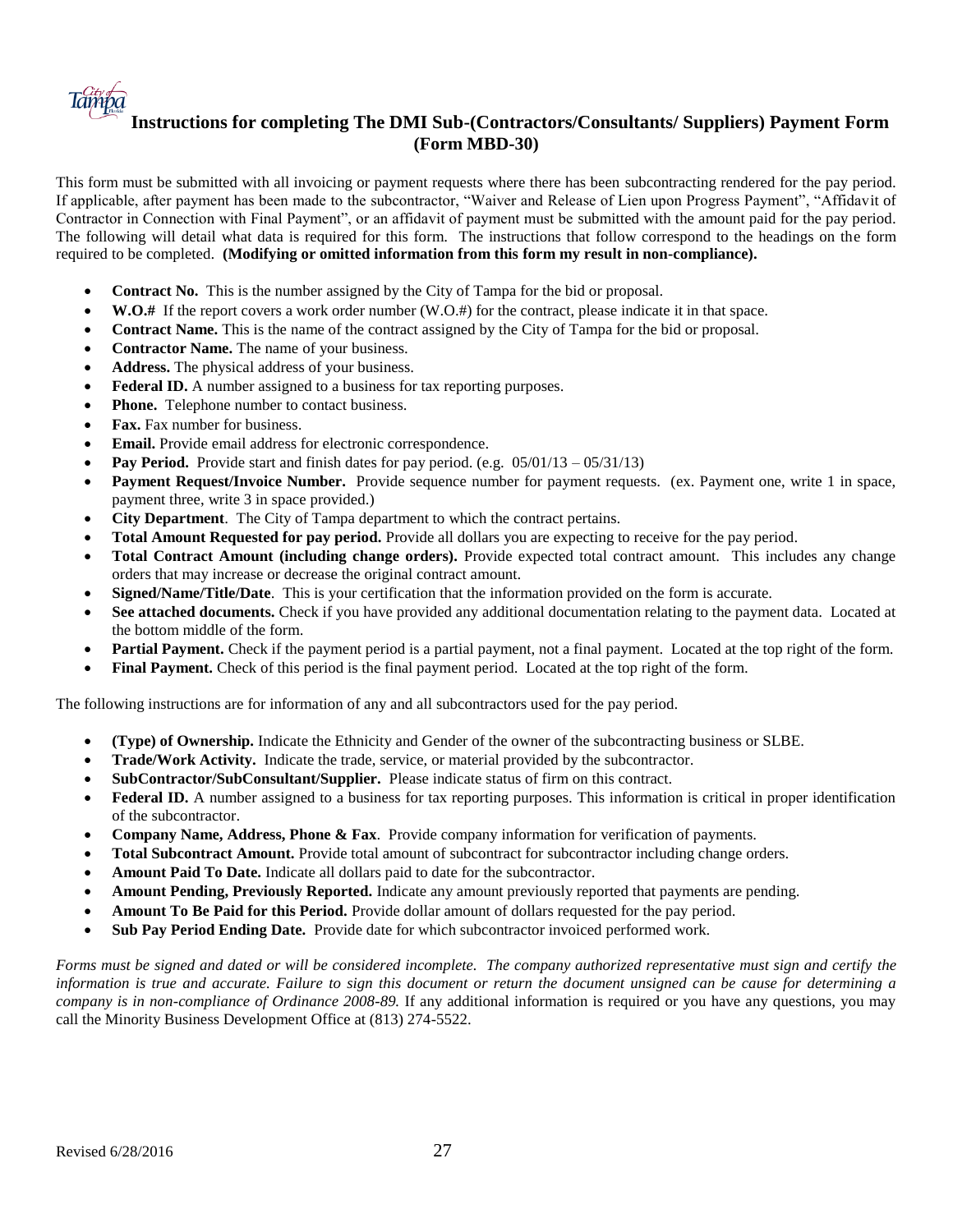# Instructions for completing The DMI Sub-(Contractors/Consultants/ Suppliers) Payment Form (Form MBD-30)

This form must be submitted with all invoicing or payment requests where there has been subcontracting rendered for the pay period. If applicable, after payment has been made to the subcontractor, "Waiver and Release of Lien upon Progress Payment", "Affidavit of Contractor in Connection with Final Payment", or an affidavit of payment must be submitted with the amount paid for the pay period. The following will detail what data is required for this form. The instructions that follow correspond to the headings on the form required to be completed. **(Modifying or omitted information from this form my result in non-compliance).**

- **Contract No.** This is the number assigned by the City of Tampa for the bid or proposal.
- **W.O.#** If the report covers a work order number (W.O.#) for the contract, please indicate it in that space.
- **Contract Name.** This is the name of the contract assigned by the City of Tampa for the bid or proposal.
- **Contractor Name.** The name of your business.
- **Address.** The physical address of your business.
- **Federal ID.** A number assigned to a business for tax reporting purposes.
- **Phone.** Telephone number to contact business.
- **Fax.** Fax number for business.
- **Email.** Provide email address for electronic correspondence.
- **Pay Period.** Provide start and finish dates for pay period. (e.g. 05/01/13 – 05/31/13)
- **Payment Request/Invoice Number.** Provide sequence number for payment requests. (ex. Payment one, write 1 in space, payment three, write 3 in space provided.)
- **City Department**. The City of Tampa department to which the contract pertains.
- **Total Amount Requested for pay period.** Provide all dollars you are expecting to receive for the pay period.
- **Total Contract Amount (including change orders).** Provide expected total contract amount. This includes any change orders that may increase or decrease the original contract amount.
- **Signed/Name/Title/Date**. This is your certification that the information provided on the form is accurate.
- **See attached documents.** Check if you have provided any additional documentation relating to the payment data. Located at the bottom middle of the form.
- **Partial Payment.** Check if the payment period is a partial payment, not a final payment. Located at the top right of the form.
- **Final Payment.** Check of this period is the final payment period. Located at the top right of the form.

The following instructions are for information of any and all subcontractors used for the pay period.

- **(Type) of Ownership.** Indicate the Ethnicity and Gender of the owner of the subcontracting business or SLBE.
- **Trade/Work Activity.** Indicate the trade, service, or material provided by the subcontractor.
- **SubContractor/SubConsultant/Supplier.** Please indicate status of firm on this contract.
- **Federal ID.** A number assigned to a business for tax reporting purposes. This information is critical in proper identification of the subcontractor.
- **Company Name, Address, Phone & Fax**. Provide company information for verification of payments.
- **Total Subcontract Amount.** Provide total amount of subcontract for subcontractor including change orders.
- **Amount Paid To Date.** Indicate all dollars paid to date for the subcontractor.
- **Amount Pending, Previously Reported.** Indicate any amount previously reported that payments are pending.
- **Amount To Be Paid for this Period.** Provide dollar amount of dollars requested for the pay period.
- **Sub Pay Period Ending Date.** Provide date for which subcontractor invoiced performed work.

*Forms must be signed and dated or will be considered incomplete. The company authorized representative must sign and certify the information is true and accurate. Failure to sign this document or return the document unsigned can be cause for determining a company is in non-compliance of Ordinance 2008-89.* If any additional information is required or you have any questions, you may call the Minority Business Development Office at (813) 274-5522.

Revised 6/28/2016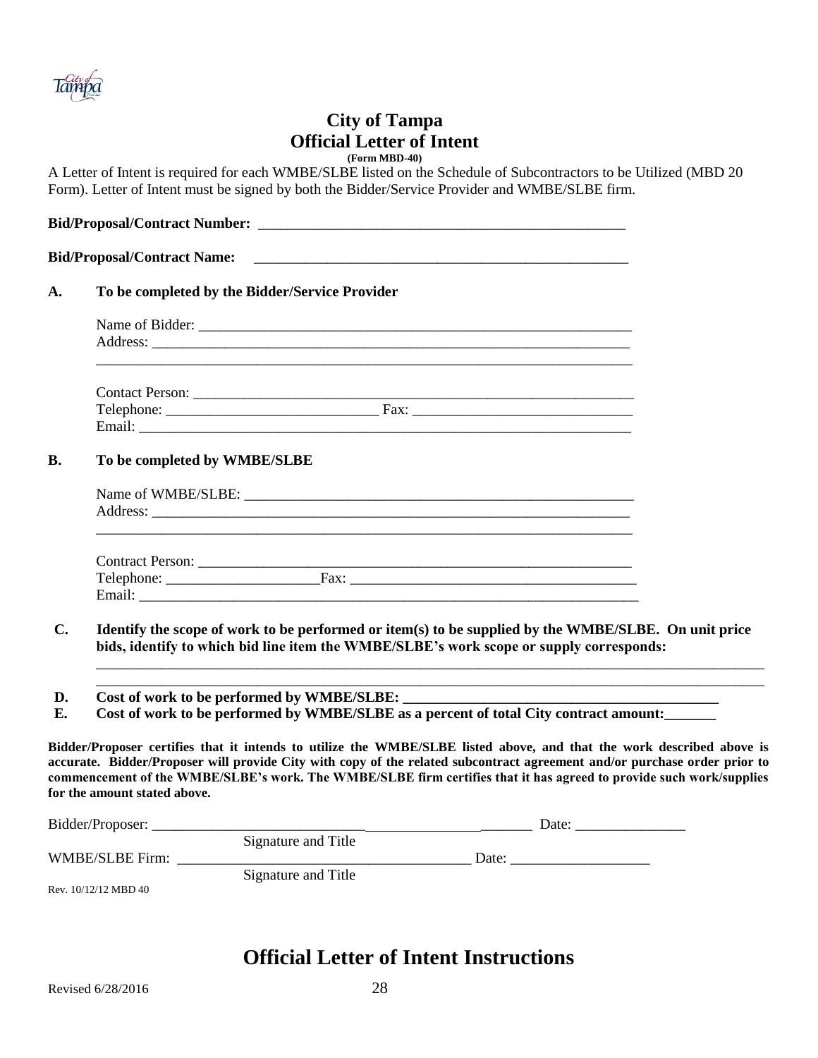# City of Tampa
## Official Letter of Intent
**(Form MBD-40)**

A Letter of Intent is required for each WMBE/SLBE listed on the Schedule of Subcontractors to be Utilized (MBD 20 Form). Letter of Intent must be signed by both the Bidder/Service Provider and WMBE/SLBE firm.

**Bid/Proposal/Contract Number:** ______________________________________________

**Bid/Proposal/Contract Name:** ______________________________________________

**A. To be completed by the Bidder/Service Provider**

Name of Bidder: ______________________________________________
Address: ______________________________________________
______________________________________________

Contact Person: ______________________________________________
Telephone: ___________________________ Fax: ___________________________
Email: ______________________________________________

**B. To be completed by WMBE/SLBE**

Name of WMBE/SLBE: ______________________________________________
Address: ______________________________________________
______________________________________________

Contract Person: ______________________________________________
Telephone: ____________________Fax: ___________________________________
Email: ______________________________________________

**C. Identify the scope of work to be performed or item(s) to be supplied by the WMBE/SLBE. On unit price bids, identify to which bid line item the WMBE/SLBE's work scope or supply corresponds:**

______________________________________________________________________________
______________________________________________________________________________

**D. Cost of work to be performed by WMBE/SLBE: ______________________________________**

**E. Cost of work to be performed by WMBE/SLBE as a percent of total City contract amount:_______**

**Bidder/Proposer certifies that it intends to utilize the WMBE/SLBE listed above, and that the work described above is accurate. Bidder/Proposer will provide City with copy of the related subcontract agreement and/or purchase order prior to commencement of the WMBE/SLBE's work. The WMBE/SLBE firm certifies that it has agreed to provide such work/supplies for the amount stated above.**

Bidder/Proposer: ______________________________________________ Date: _______________
Signature and Title

WMBE/SLBE Firm: ______________________________________________ Date: ___________________
Signature and Title

Rev. 10/12/12 MBD 40

# Official Letter of Intent Instructions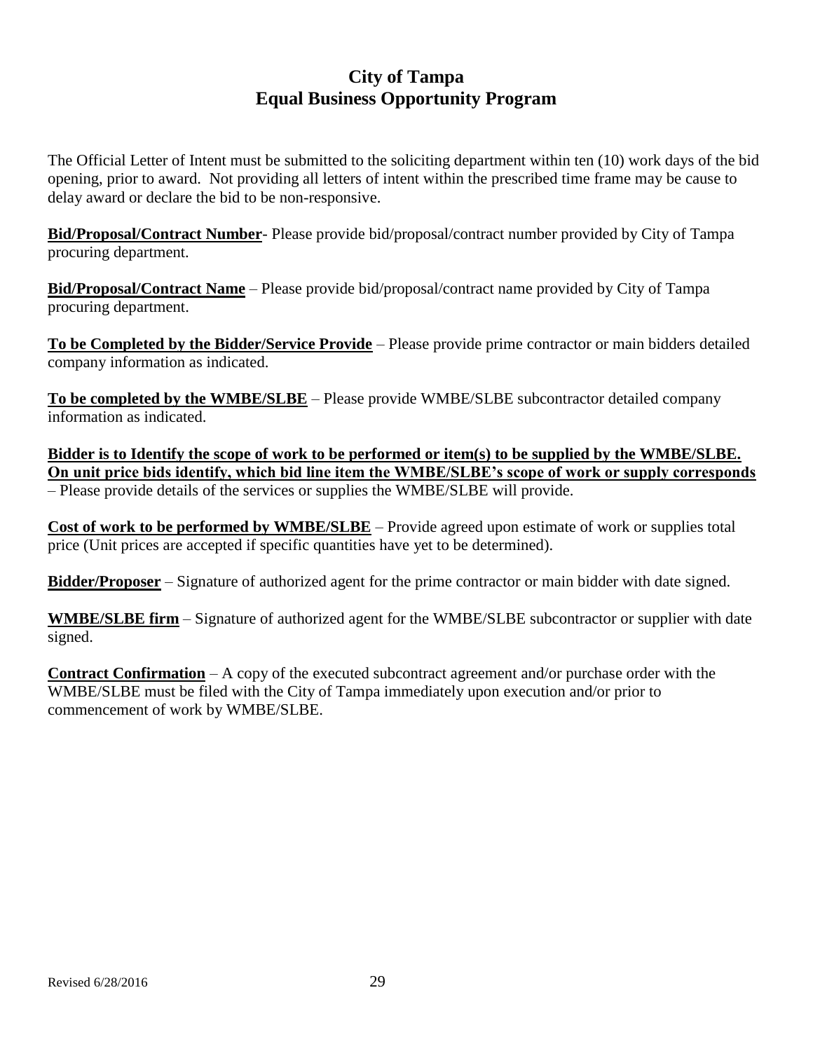# City of Tampa
## Equal Business Opportunity Program

The Official Letter of Intent must be submitted to the soliciting department within ten (10) work days of the bid opening, prior to award. Not providing all letters of intent within the prescribed time frame may be cause to delay award or declare the bid to be non-responsive.

**Bid/Proposal/Contract Number**- Please provide bid/proposal/contract number provided by City of Tampa procuring department.

**Bid/Proposal/Contract Name** – Please provide bid/proposal/contract name provided by City of Tampa procuring department.

**To be Completed by the Bidder/Service Provide** – Please provide prime contractor or main bidders detailed company information as indicated.

**To be completed by the WMBE/SLBE** – Please provide WMBE/SLBE subcontractor detailed company information as indicated.

**Bidder is to Identify the scope of work to be performed or item(s) to be supplied by the WMBE/SLBE. On unit price bids identify, which bid line item the WMBE/SLBE's scope of work or supply corresponds** – Please provide details of the services or supplies the WMBE/SLBE will provide.

**Cost of work to be performed by WMBE/SLBE** – Provide agreed upon estimate of work or supplies total price (Unit prices are accepted if specific quantities have yet to be determined).

**Bidder/Proposer** – Signature of authorized agent for the prime contractor or main bidder with date signed.

**WMBE/SLBE firm** – Signature of authorized agent for the WMBE/SLBE subcontractor or supplier with date signed.

**Contract Confirmation** – A copy of the executed subcontract agreement and/or purchase order with the WMBE/SLBE must be filed with the City of Tampa immediately upon execution and/or prior to commencement of work by WMBE/SLBE.

Revised 6/28/2016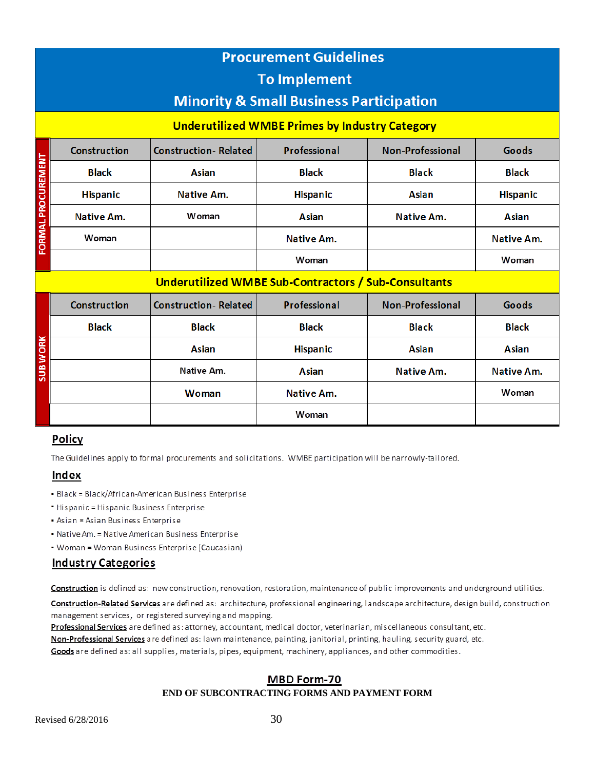# Procurement Guidelines
# To Implement
# Minority & Small Business Participation

## Underutilized WMBE Primes by Industry Category

**FORMAL PROCUREMENT**

| Construction | Construction- Related | Professional | Non-Professional | Goods |
|---|---|---|---|---|
| Black | Asian | Black | Black | Black |
| Hispanic | Native Am. | Hispanic | Asian | Hispanic |
| Native Am. | Woman | Asian | Native Am. | Asian |
| Woman | | Native Am. | | Native Am. |
| | | Woman | | Woman |

## Underutilized WMBE Sub-Contractors / Sub-Consultants

**SUB WORK**

| Construction | Construction- Related | Professional | Non-Professional | Goods |
|---|---|---|---|---|
| Black | Black | Black | Black | Black |
| | Asian | Hispanic | Asian | Asian |
| | Native Am. | Asian | Native Am. | Native Am. |
| | Woman | Native Am. | | Woman |
| | | Woman | | |

## Policy

The Guidelines apply to formal procurements and solicitations. WMBE participation will be narrowly-tailored.

## Index

- Black = Black/African-American Business Enterprise
- Hispanic = Hispanic Business Enterprise
- Asian = Asian Business Enterprise
- Native Am. = Native American Business Enterprise
- Woman = Woman Business Enterprise (Caucasian)

## Industry Categories

**Construction** is defined as: new construction, renovation, restoration, maintenance of public improvements and underground utilities.

**Construction-Related Services** are defined as: architecture, professional engineering, landscape architecture, design build, construction management services, or registered surveying and mapping.

**Professional Services** are defined as: attorney, accountant, medical doctor, veterinarian, miscellaneous consultant, etc.

**Non-Professional Services** are defined as: lawn maintenance, painting, janitorial, printing, hauling, security guard, etc.

**Goods** are defined as: all supplies, materials, pipes, equipment, machinery, appliances, and other commodities.

## MBD Form-70

**END OF SUBCONTRACTING FORMS AND PAYMENT FORM**

Revised 6/28/2016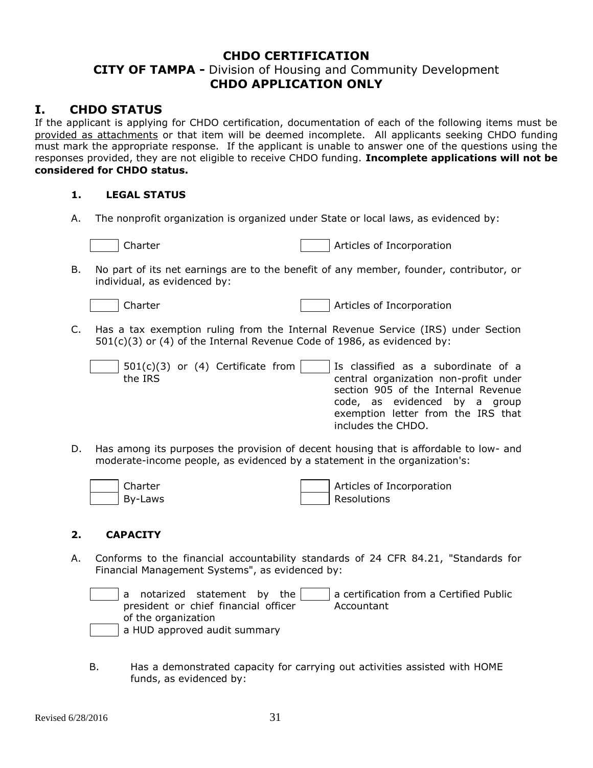# CHDO CERTIFICATION

## CITY OF TAMPA - Division of Housing and Community Development

## CHDO APPLICATION ONLY

## I. CHDO STATUS

If the applicant is applying for CHDO certification, documentation of each of the following items must be provided as attachments or that item will be deemed incomplete. All applicants seeking CHDO funding must mark the appropriate response. If the applicant is unable to answer one of the questions using the responses provided, they are not eligible to receive CHDO funding. **Incomplete applications will not be considered for CHDO status.**

### 1. LEGAL STATUS

A. The nonprofit organization is organized under State or local laws, as evidenced by:

- [ ] Charter
- [ ] Articles of Incorporation

B. No part of its net earnings are to the benefit of any member, founder, contributor, or individual, as evidenced by:

- [ ] Charter
- [ ] Articles of Incorporation

C. Has a tax exemption ruling from the Internal Revenue Service (IRS) under Section 501(c)(3) or (4) of the Internal Revenue Code of 1986, as evidenced by:

- [ ] 501(c)(3) or (4) Certificate from the IRS
- [ ] Is classified as a subordinate of a central organization non-profit under section 905 of the Internal Revenue code, as evidenced by a group exemption letter from the IRS that includes the CHDO.

D. Has among its purposes the provision of decent housing that is affordable to low- and moderate-income people, as evidenced by a statement in the organization's:

- [ ] Charter
- [ ] Articles of Incorporation
- [ ] By-Laws
- [ ] Resolutions

### 2. CAPACITY

A. Conforms to the financial accountability standards of 24 CFR 84.21, "Standards for Financial Management Systems", as evidenced by:

- [ ] a notarized statement by the president or chief financial officer of the organization
- [ ] a certification from a Certified Public Accountant
- [ ] a HUD approved audit summary

B. Has a demonstrated capacity for carrying out activities assisted with HOME funds, as evidenced by: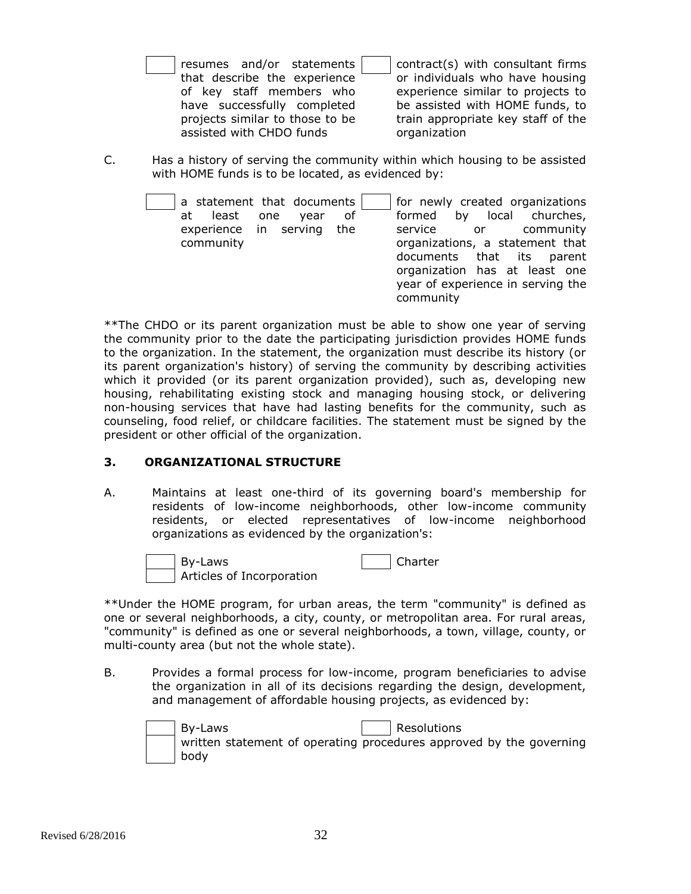- [ ] resumes and/or statements that describe the experience of key staff members who have successfully completed projects similar to those to be assisted with CHDO funds
- [ ] contract(s) with consultant firms or individuals who have housing experience similar to projects to be assisted with HOME funds, to train appropriate key staff of the organization

C. Has a history of serving the community within which housing to be assisted with HOME funds is to be located, as evidenced by:

- [ ] a statement that documents at least one year of experience in serving the community
- [ ] for newly created organizations formed by local churches, service or community organizations, a statement that documents that its parent organization has at least one year of experience in serving the community

**The CHDO or its parent organization must be able to show one year of serving the community prior to the date the participating jurisdiction provides HOME funds to the organization. In the statement, the organization must describe its history (or its parent organization's history) of serving the community by describing activities which it provided (or its parent organization provided), such as, developing new housing, rehabilitating existing stock and managing housing stock, or delivering non-housing services that have had lasting benefits for the community, such as counseling, food relief, or childcare facilities. The statement must be signed by the president or other official of the organization.

### 3. ORGANIZATIONAL STRUCTURE

A. Maintains at least one-third of its governing board's membership for residents of low-income neighborhoods, other low-income community residents, or elected representatives of low-income neighborhood organizations as evidenced by the organization's:

- [ ] By-Laws
- [ ] Charter
- [ ] Articles of Incorporation

**Under the HOME program, for urban areas, the term "community" is defined as one or several neighborhoods, a city, county, or metropolitan area. For rural areas, "community" is defined as one or several neighborhoods, a town, village, county, or multi-county area (but not the whole state).

B. Provides a formal process for low-income, program beneficiaries to advise the organization in all of its decisions regarding the design, development, and management of affordable housing projects, as evidenced by:

- [ ] By-Laws
- [ ] Resolutions
- [ ] written statement of operating procedures approved by the governing body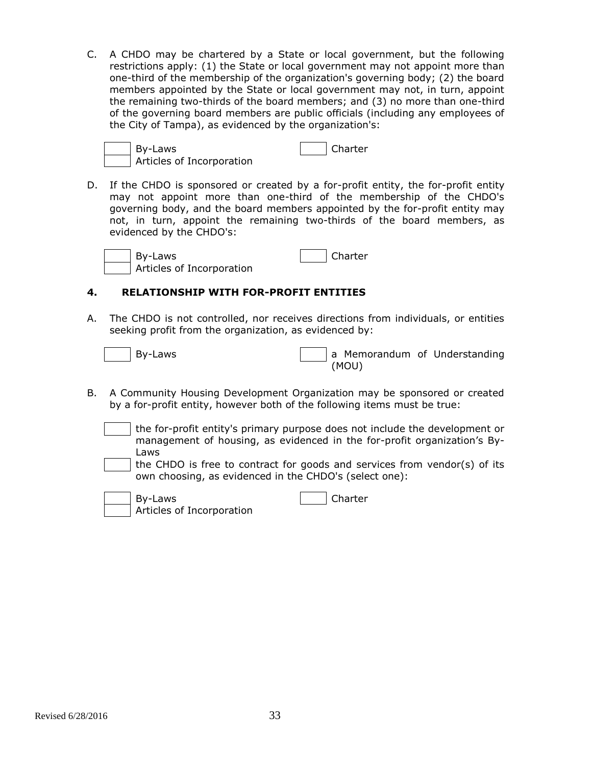C. A CHDO may be chartered by a State or local government, but the following restrictions apply: (1) the State or local government may not appoint more than one-third of the membership of the organization's governing body; (2) the board members appointed by the State or local government may not, in turn, appoint the remaining two-thirds of the board members; and (3) no more than one-third of the governing board members are public officials (including any employees of the City of Tampa), as evidenced by the organization's:

- [ ] By-Laws
- [ ] Charter
- [ ] Articles of Incorporation

D. If the CHDO is sponsored or created by a for-profit entity, the for-profit entity may not appoint more than one-third of the membership of the CHDO's governing body, and the board members appointed by the for-profit entity may not, in turn, appoint the remaining two-thirds of the board members, as evidenced by the CHDO's:

- [ ] By-Laws
- [ ] Charter
- [ ] Articles of Incorporation

## 4. RELATIONSHIP WITH FOR-PROFIT ENTITIES

A. The CHDO is not controlled, nor receives directions from individuals, or entities seeking profit from the organization, as evidenced by:

- [ ] By-Laws
- [ ] a Memorandum of Understanding (MOU)

B. A Community Housing Development Organization may be sponsored or created by a for-profit entity, however both of the following items must be true:

- [ ] the for-profit entity's primary purpose does not include the development or management of housing, as evidenced in the for-profit organization's By-Laws
- [ ] the CHDO is free to contract for goods and services from vendor(s) of its own choosing, as evidenced in the CHDO's (select one):

- [ ] By-Laws
- [ ] Charter
- [ ] Articles of Incorporation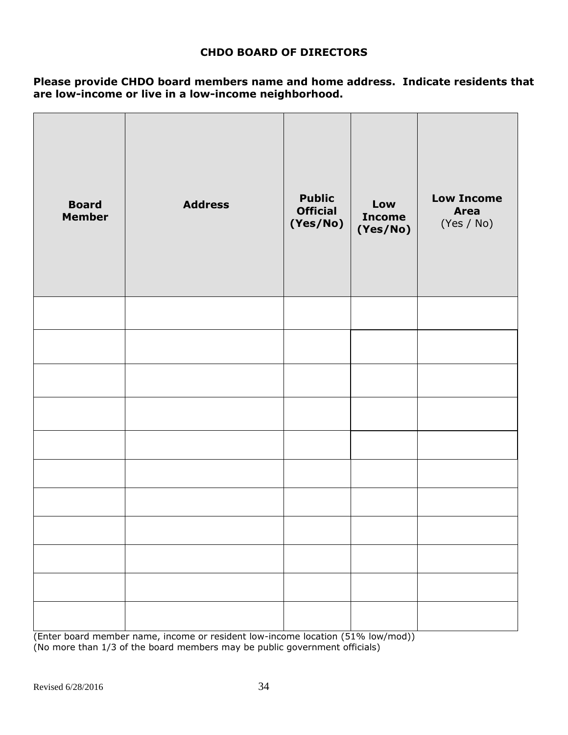## CHDO BOARD OF DIRECTORS

**Please provide CHDO board members name and home address. Indicate residents that are low-income or live in a low-income neighborhood.**

| **Board Member** | **Address** | **Public Official (Yes/No)** | **Low Income (Yes/No)** | **Low Income Area** (Yes / No) |
|---|---|---|---|---|
| | | | | |
| | | | | |
| | | | | |
| | | | | |
| | | | | |
| | | | | |
| | | | | |
| | | | | |
| | | | | |
| | | | | |
| | | | | |

(Enter board member name, income or resident low-income location (51% low/mod))
(No more than 1/3 of the board members may be public government officials)

Revised 6/28/2016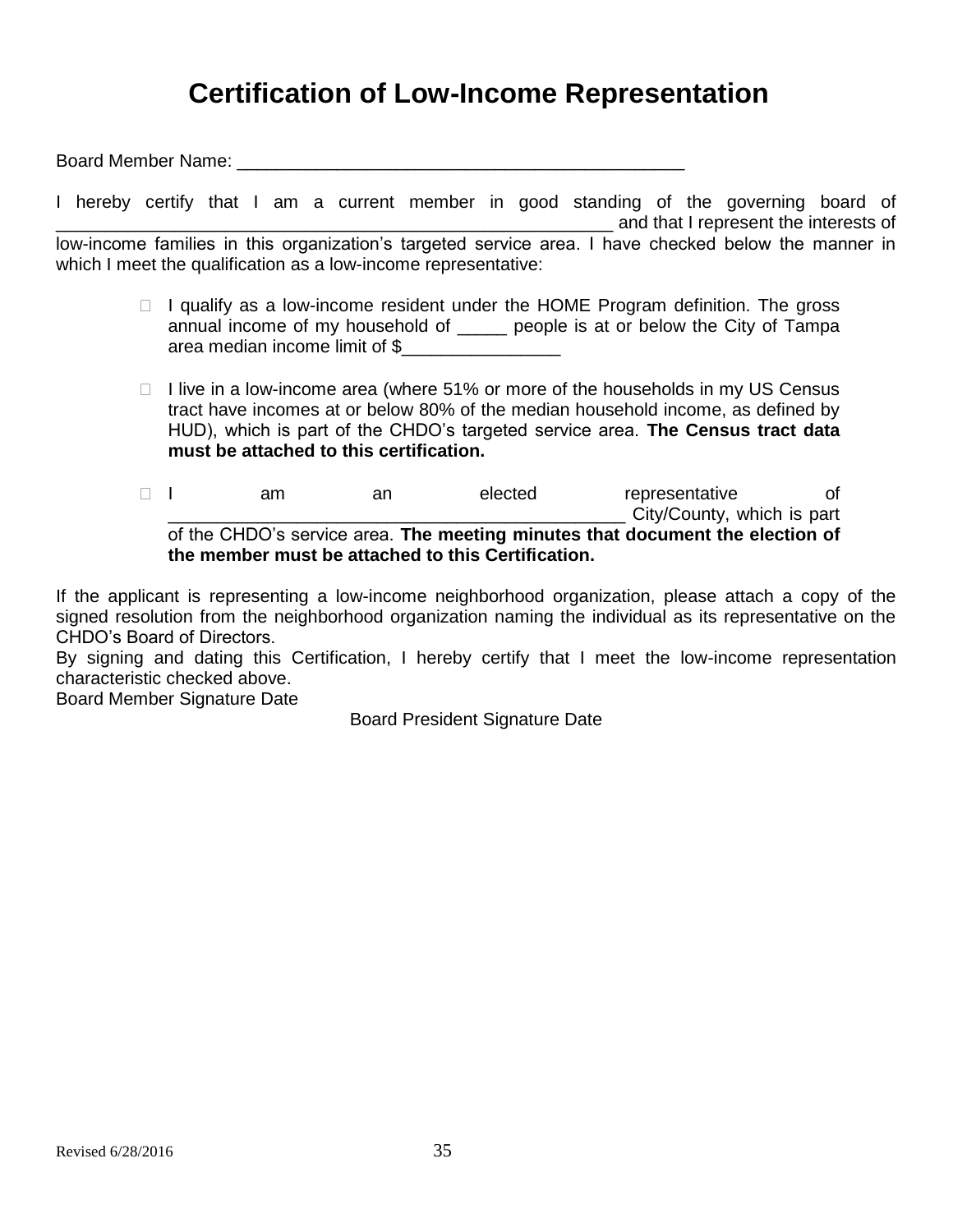# Certification of Low-Income Representation

Board Member Name: ____________________________________________

I hereby certify that I am a current member in good standing of the governing board of _______________________________________________________ and that I represent the interests of low-income families in this organization's targeted service area. I have checked below the manner in which I meet the qualification as a low-income representative:

- ☐ I qualify as a low-income resident under the HOME Program definition. The gross annual income of my household of _____ people is at or below the City of Tampa area median income limit of $________________

- ☐ I live in a low-income area (where 51% or more of the households in my US Census tract have incomes at or below 80% of the median household income, as defined by HUD), which is part of the CHDO's targeted service area. **The Census tract data must be attached to this certification.**

- ☐ I am an elected representative of _____________________________________________ City/County, which is part of the CHDO's service area. **The meeting minutes that document the election of the member must be attached to this Certification.**

If the applicant is representing a low-income neighborhood organization, please attach a copy of the signed resolution from the neighborhood organization naming the individual as its representative on the CHDO's Board of Directors.

By signing and dating this Certification, I hereby certify that I meet the low-income representation characteristic checked above.

Board Member Signature Date

Board President Signature Date

Revised 6/28/2016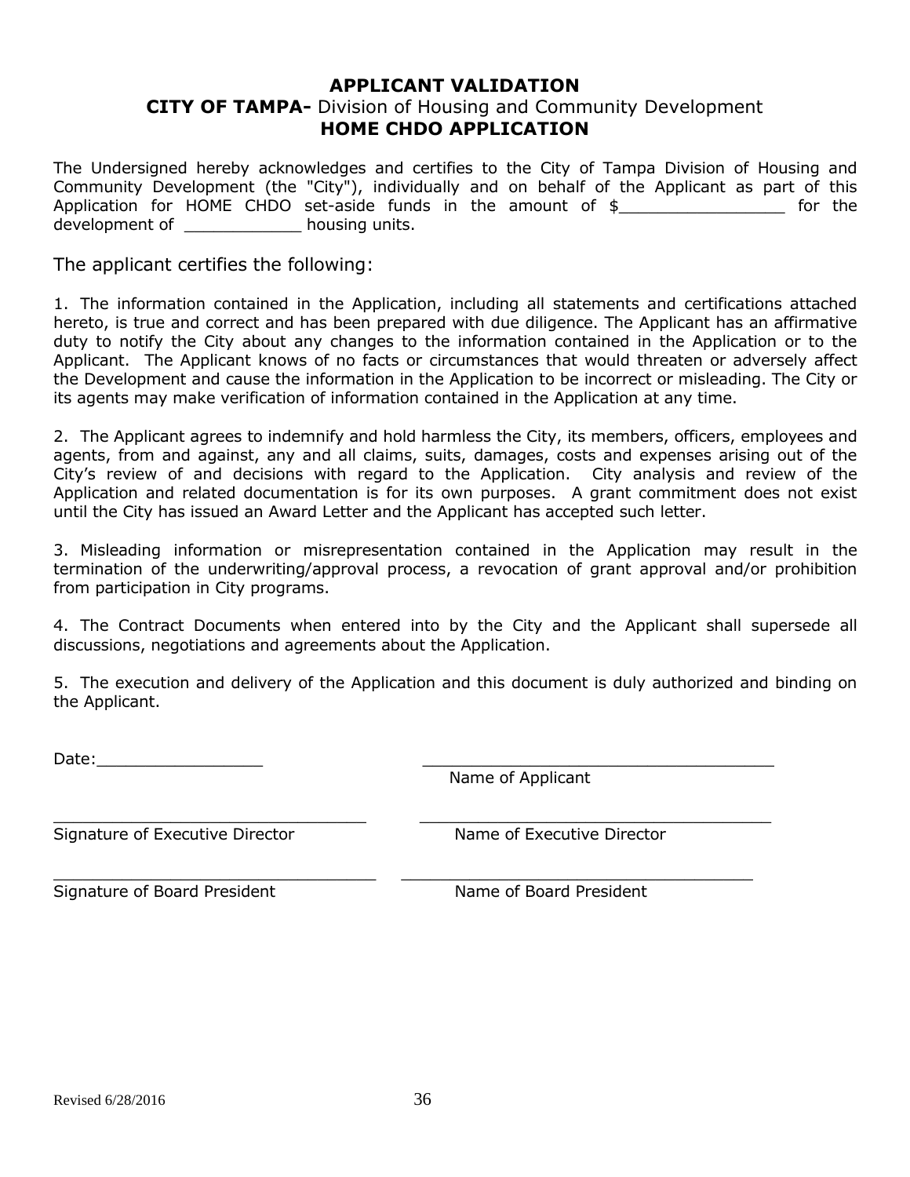# APPLICANT VALIDATION

## CITY OF TAMPA- Division of Housing and Community Development

## HOME CHDO APPLICATION

The Undersigned hereby acknowledges and certifies to the City of Tampa Division of Housing and Community Development (the "City"), individually and on behalf of the Applicant as part of this Application for HOME CHDO set-aside funds in the amount of $_________________ for the development of ____________ housing units.

The applicant certifies the following:

1. The information contained in the Application, including all statements and certifications attached hereto, is true and correct and has been prepared with due diligence. The Applicant has an affirmative duty to notify the City about any changes to the information contained in the Application or to the Applicant. The Applicant knows of no facts or circumstances that would threaten or adversely affect the Development and cause the information in the Application to be incorrect or misleading. The City or its agents may make verification of information contained in the Application at any time.

2. The Applicant agrees to indemnify and hold harmless the City, its members, officers, employees and agents, from and against, any and all claims, suits, damages, costs and expenses arising out of the City's review of and decisions with regard to the Application. City analysis and review of the Application and related documentation is for its own purposes. A grant commitment does not exist until the City has issued an Award Letter and the Applicant has accepted such letter.

3. Misleading information or misrepresentation contained in the Application may result in the termination of the underwriting/approval process, a revocation of grant approval and/or prohibition from participation in City programs.

4. The Contract Documents when entered into by the City and the Applicant shall supersede all discussions, negotiations and agreements about the Application.

5. The execution and delivery of the Application and this document is duly authorized and binding on the Applicant.

Date:_________________ _____________________________________
Name of Applicant

_________________________________ _____________________________________
Signature of Executive Director Name of Executive Director

_________________________________ _____________________________________
Signature of Board President Name of Board President

Revised 6/28/2016